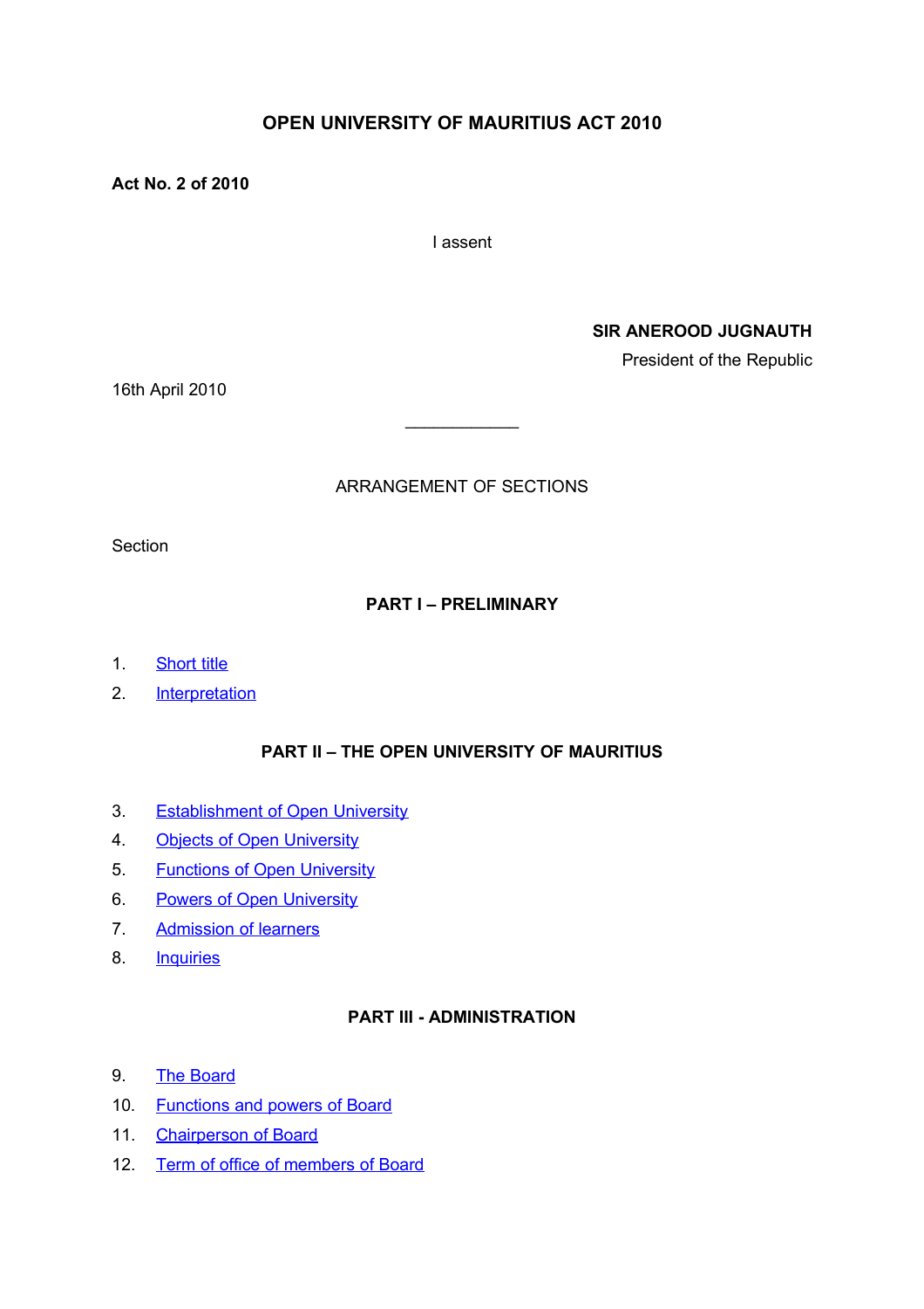# OPEN UNIVERSITY OF MAURITIUS ACT 2010

**Act No. 2 of 2010**

I assent

**SIR ANEROOD JUGNAUTH**

President of the Republic

16th April 2010

---

ARRANGEMENT OF SECTIONS

Section

**PART I – PRELIMINARY**

1. Short title
2. Interpretation

**PART II – THE OPEN UNIVERSITY OF MAURITIUS**

3. Establishment of Open University
4. Objects of Open University
5. Functions of Open University
6. Powers of Open University
7. Admission of learners
8. Inquiries

**PART III - ADMINISTRATION**

9. The Board
10. Functions and powers of Board
11. Chairperson of Board
12. Term of office of members of Board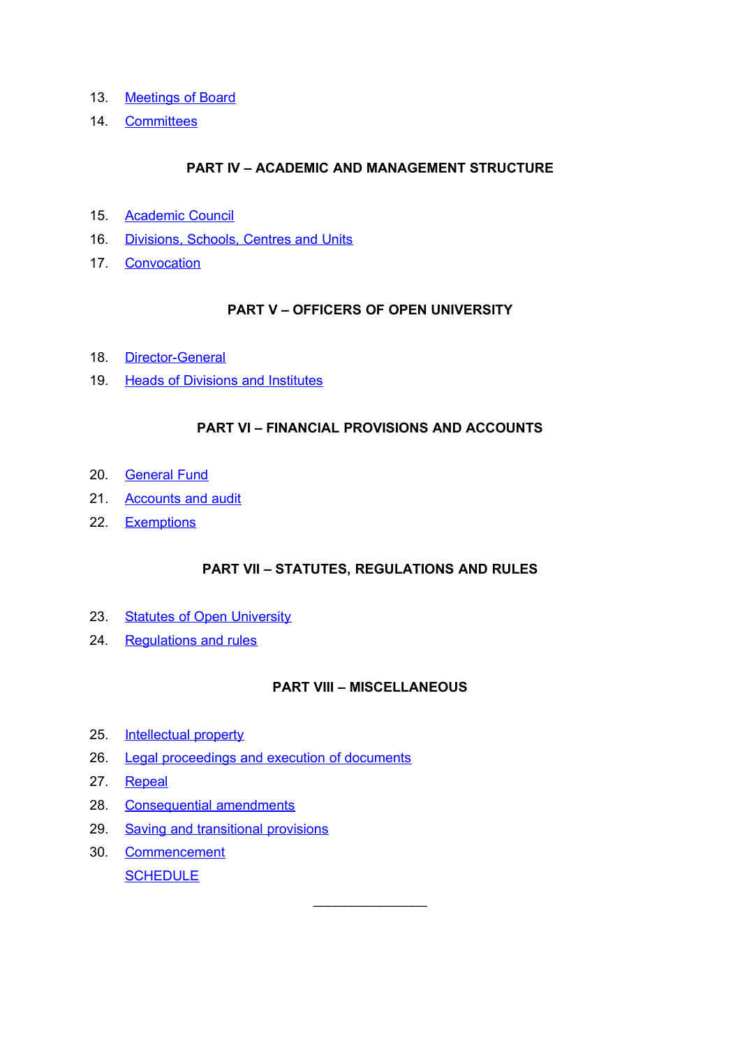13. Meetings of Board
14. Committees

## PART IV – ACADEMIC AND MANAGEMENT STRUCTURE

15. Academic Council
16. Divisions, Schools, Centres and Units
17. Convocation

## PART V – OFFICERS OF OPEN UNIVERSITY

18. Director-General
19. Heads of Divisions and Institutes

## PART VI – FINANCIAL PROVISIONS AND ACCOUNTS

20. General Fund
21. Accounts and audit
22. Exemptions

## PART VII – STATUTES, REGULATIONS AND RULES

23. Statutes of Open University
24. Regulations and rules

## PART VIII – MISCELLANEOUS

25. Intellectual property
26. Legal proceedings and execution of documents
27. Repeal
28. Consequential amendments
29. Saving and transitional provisions
30. Commencement

SCHEDULE

---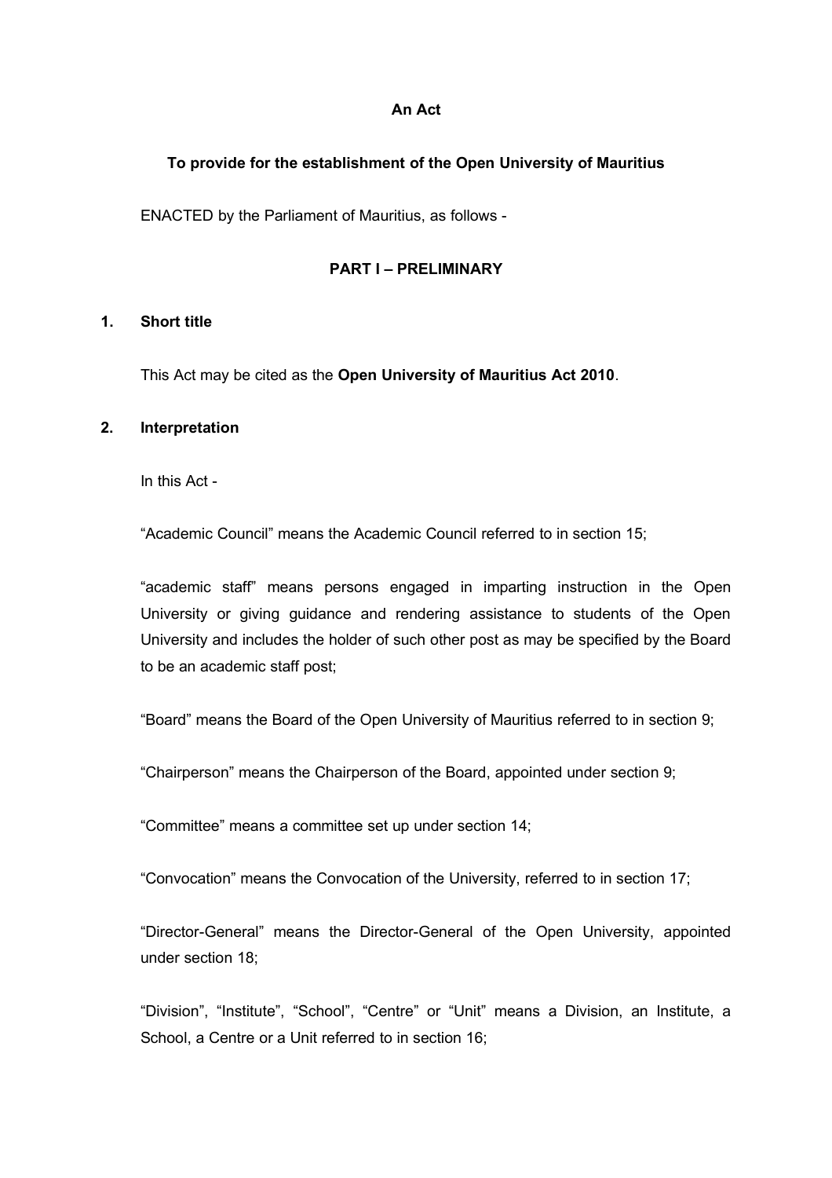**An Act**

**To provide for the establishment of the Open University of Mauritius**

ENACTED by the Parliament of Mauritius, as follows -

## PART I – PRELIMINARY

### 1. Short title

This Act may be cited as the **Open University of Mauritius Act 2010**.

### 2. Interpretation

In this Act -

“Academic Council” means the Academic Council referred to in section 15;

“academic staff” means persons engaged in imparting instruction in the Open University or giving guidance and rendering assistance to students of the Open University and includes the holder of such other post as may be specified by the Board to be an academic staff post;

“Board” means the Board of the Open University of Mauritius referred to in section 9;

“Chairperson” means the Chairperson of the Board, appointed under section 9;

“Committee” means a committee set up under section 14;

“Convocation” means the Convocation of the University, referred to in section 17;

“Director-General” means the Director-General of the Open University, appointed under section 18;

“Division”, “Institute”, “School”, “Centre” or “Unit” means a Division, an Institute, a School, a Centre or a Unit referred to in section 16;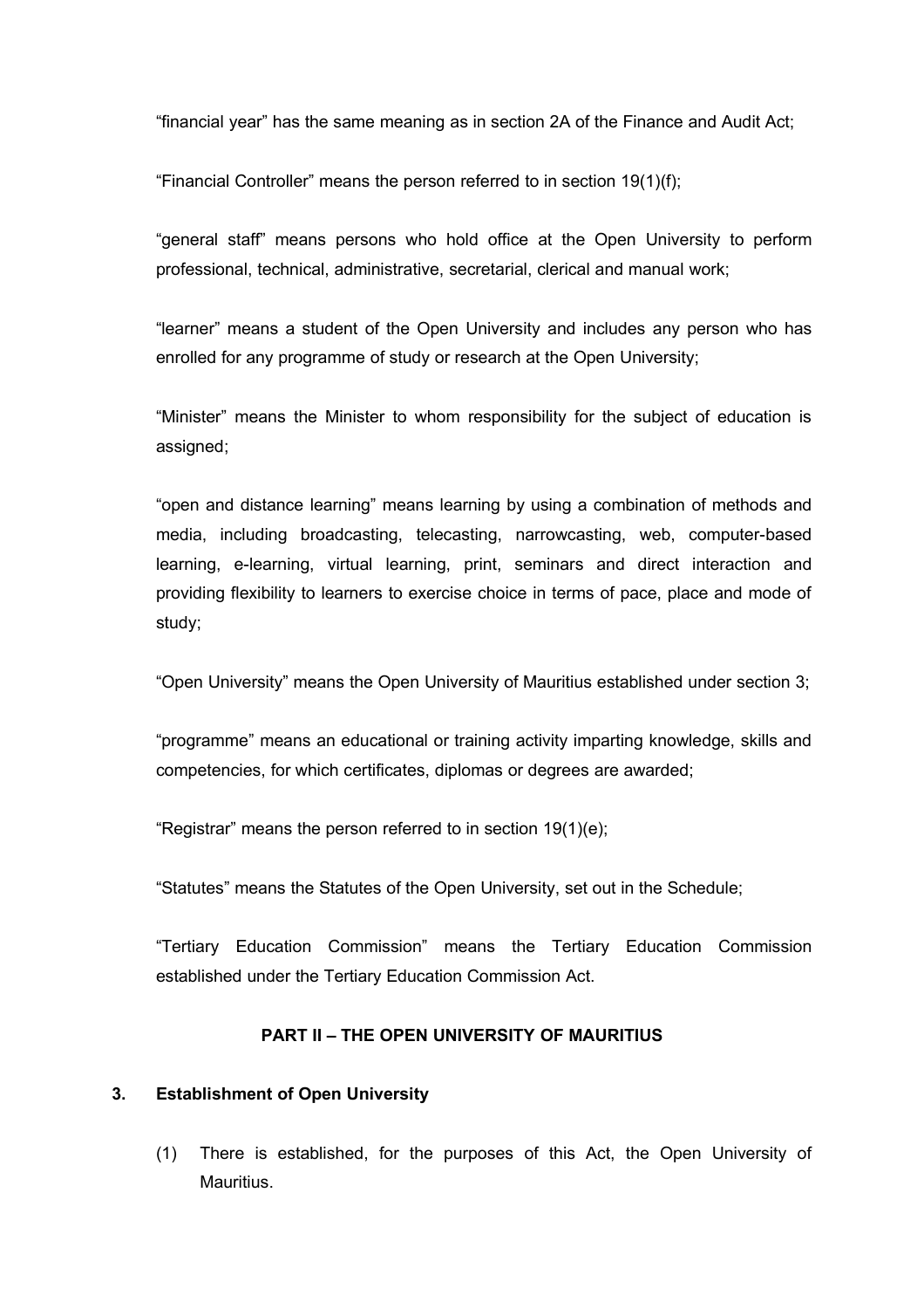"financial year" has the same meaning as in section 2A of the Finance and Audit Act;

"Financial Controller" means the person referred to in section 19(1)(f);

"general staff" means persons who hold office at the Open University to perform professional, technical, administrative, secretarial, clerical and manual work;

"learner" means a student of the Open University and includes any person who has enrolled for any programme of study or research at the Open University;

"Minister" means the Minister to whom responsibility for the subject of education is assigned;

"open and distance learning" means learning by using a combination of methods and media, including broadcasting, telecasting, narrowcasting, web, computer-based learning, e-learning, virtual learning, print, seminars and direct interaction and providing flexibility to learners to exercise choice in terms of pace, place and mode of study;

"Open University" means the Open University of Mauritius established under section 3;

"programme" means an educational or training activity imparting knowledge, skills and competencies, for which certificates, diplomas or degrees are awarded;

"Registrar" means the person referred to in section 19(1)(e);

"Statutes" means the Statutes of the Open University, set out in the Schedule;

"Tertiary Education Commission" means the Tertiary Education Commission established under the Tertiary Education Commission Act.

## PART II – THE OPEN UNIVERSITY OF MAURITIUS

### 3. Establishment of Open University

(1) There is established, for the purposes of this Act, the Open University of Mauritius.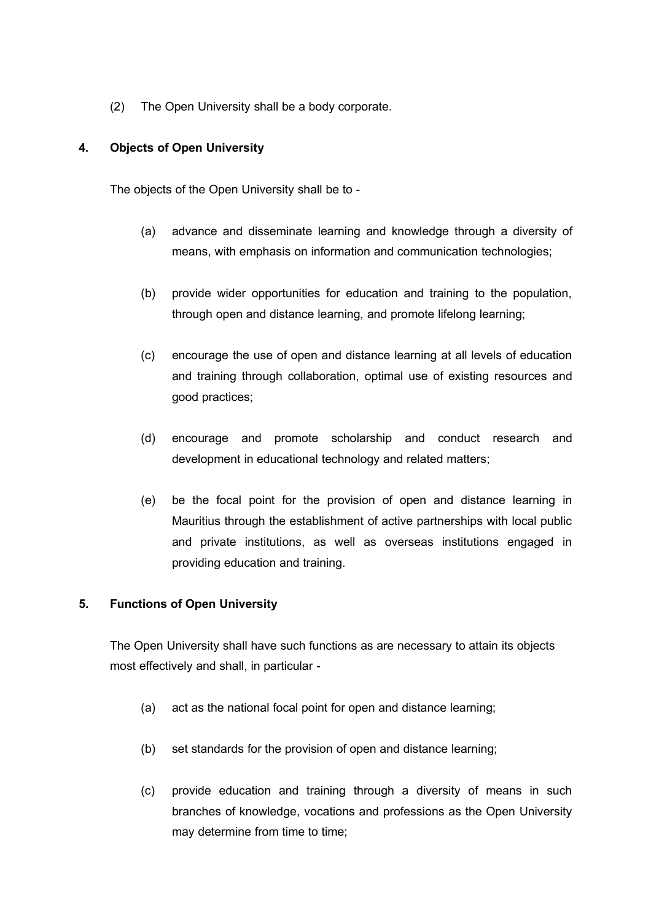(2) The Open University shall be a body corporate.

**4. Objects of Open University**

The objects of the Open University shall be to -

(a) advance and disseminate learning and knowledge through a diversity of means, with emphasis on information and communication technologies;

(b) provide wider opportunities for education and training to the population, through open and distance learning, and promote lifelong learning;

(c) encourage the use of open and distance learning at all levels of education and training through collaboration, optimal use of existing resources and good practices;

(d) encourage and promote scholarship and conduct research and development in educational technology and related matters;

(e) be the focal point for the provision of open and distance learning in Mauritius through the establishment of active partnerships with local public and private institutions, as well as overseas institutions engaged in providing education and training.

**5. Functions of Open University**

The Open University shall have such functions as are necessary to attain its objects most effectively and shall, in particular -

(a) act as the national focal point for open and distance learning;

(b) set standards for the provision of open and distance learning;

(c) provide education and training through a diversity of means in such branches of knowledge, vocations and professions as the Open University may determine from time to time;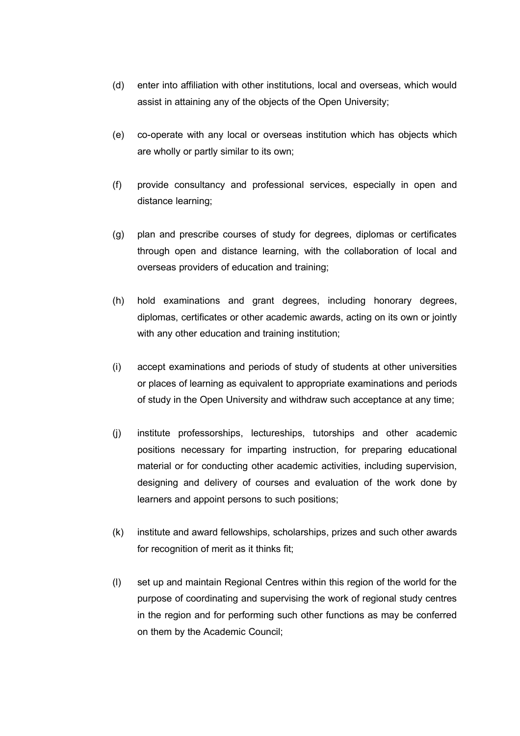(d) enter into affiliation with other institutions, local and overseas, which would assist in attaining any of the objects of the Open University;

(e) co-operate with any local or overseas institution which has objects which are wholly or partly similar to its own;

(f) provide consultancy and professional services, especially in open and distance learning;

(g) plan and prescribe courses of study for degrees, diplomas or certificates through open and distance learning, with the collaboration of local and overseas providers of education and training;

(h) hold examinations and grant degrees, including honorary degrees, diplomas, certificates or other academic awards, acting on its own or jointly with any other education and training institution;

(i) accept examinations and periods of study of students at other universities or places of learning as equivalent to appropriate examinations and periods of study in the Open University and withdraw such acceptance at any time;

(j) institute professorships, lectureships, tutorships and other academic positions necessary for imparting instruction, for preparing educational material or for conducting other academic activities, including supervision, designing and delivery of courses and evaluation of the work done by learners and appoint persons to such positions;

(k) institute and award fellowships, scholarships, prizes and such other awards for recognition of merit as it thinks fit;

(l) set up and maintain Regional Centres within this region of the world for the purpose of coordinating and supervising the work of regional study centres in the region and for performing such other functions as may be conferred on them by the Academic Council;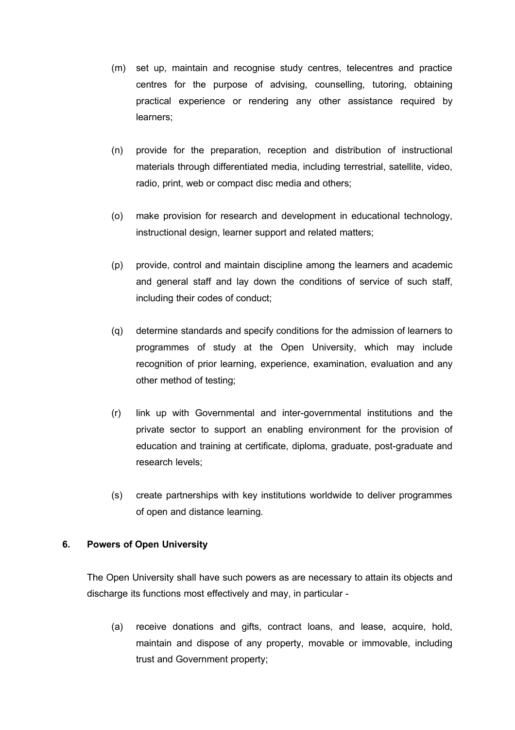(m) set up, maintain and recognise study centres, telecentres and practice centres for the purpose of advising, counselling, tutoring, obtaining practical experience or rendering any other assistance required by learners;

(n) provide for the preparation, reception and distribution of instructional materials through differentiated media, including terrestrial, satellite, video, radio, print, web or compact disc media and others;

(o) make provision for research and development in educational technology, instructional design, learner support and related matters;

(p) provide, control and maintain discipline among the learners and academic and general staff and lay down the conditions of service of such staff, including their codes of conduct;

(q) determine standards and specify conditions for the admission of learners to programmes of study at the Open University, which may include recognition of prior learning, experience, examination, evaluation and any other method of testing;

(r) link up with Governmental and inter-governmental institutions and the private sector to support an enabling environment for the provision of education and training at certificate, diploma, graduate, post-graduate and research levels;

(s) create partnerships with key institutions worldwide to deliver programmes of open and distance learning.

**6. Powers of Open University**

The Open University shall have such powers as are necessary to attain its objects and discharge its functions most effectively and may, in particular -

(a) receive donations and gifts, contract loans, and lease, acquire, hold, maintain and dispose of any property, movable or immovable, including trust and Government property;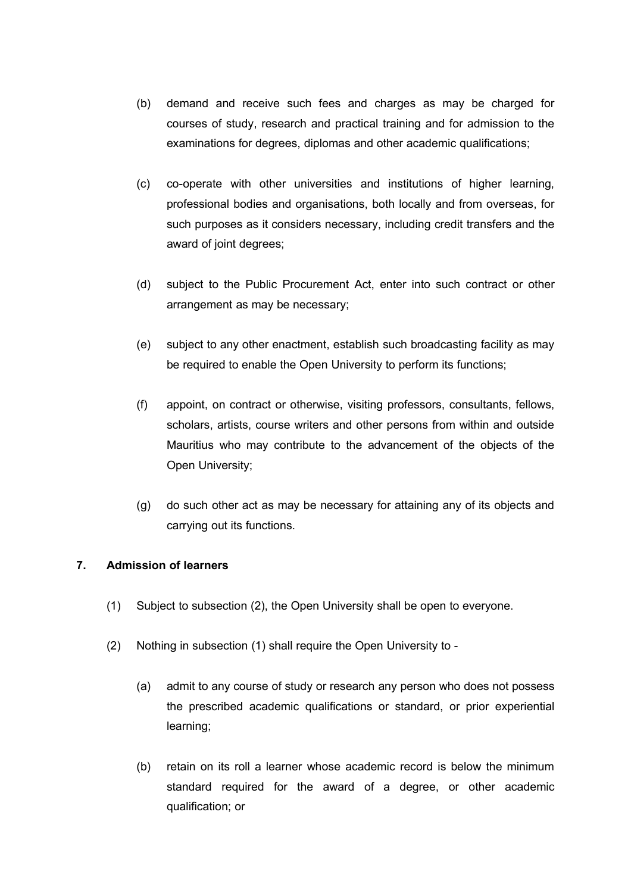(b) demand and receive such fees and charges as may be charged for courses of study, research and practical training and for admission to the examinations for degrees, diplomas and other academic qualifications;

(c) co-operate with other universities and institutions of higher learning, professional bodies and organisations, both locally and from overseas, for such purposes as it considers necessary, including credit transfers and the award of joint degrees;

(d) subject to the Public Procurement Act, enter into such contract or other arrangement as may be necessary;

(e) subject to any other enactment, establish such broadcasting facility as may be required to enable the Open University to perform its functions;

(f) appoint, on contract or otherwise, visiting professors, consultants, fellows, scholars, artists, course writers and other persons from within and outside Mauritius who may contribute to the advancement of the objects of the Open University;

(g) do such other act as may be necessary for attaining any of its objects and carrying out its functions.

**7. Admission of learners**

(1) Subject to subsection (2), the Open University shall be open to everyone.

(2) Nothing in subsection (1) shall require the Open University to -

(a) admit to any course of study or research any person who does not possess the prescribed academic qualifications or standard, or prior experiential learning;

(b) retain on its roll a learner whose academic record is below the minimum standard required for the award of a degree, or other academic qualification; or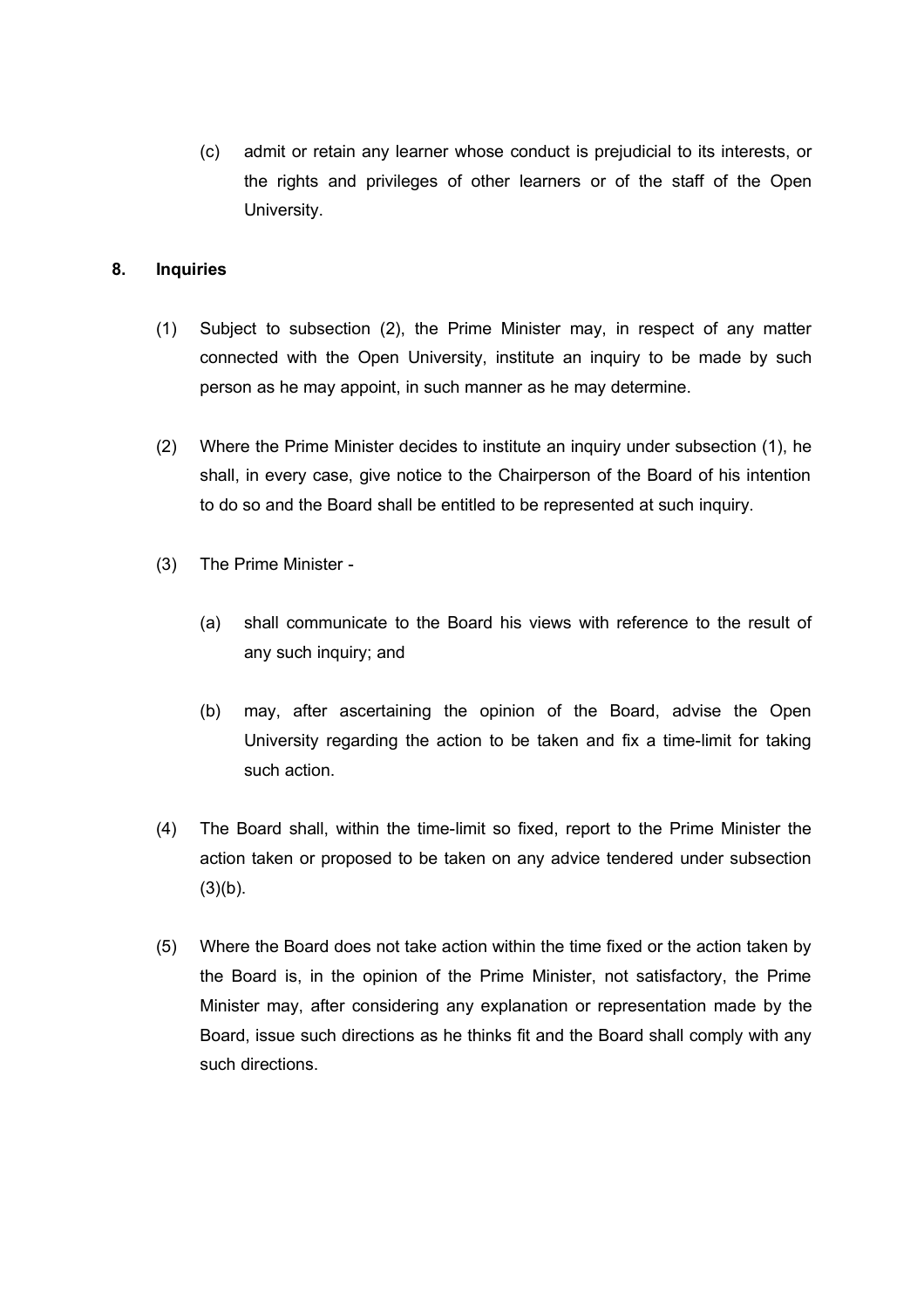(c) admit or retain any learner whose conduct is prejudicial to its interests, or the rights and privileges of other learners or of the staff of the Open University.

## 8. Inquiries

(1) Subject to subsection (2), the Prime Minister may, in respect of any matter connected with the Open University, institute an inquiry to be made by such person as he may appoint, in such manner as he may determine.

(2) Where the Prime Minister decides to institute an inquiry under subsection (1), he shall, in every case, give notice to the Chairperson of the Board of his intention to do so and the Board shall be entitled to be represented at such inquiry.

(3) The Prime Minister -

(a) shall communicate to the Board his views with reference to the result of any such inquiry; and

(b) may, after ascertaining the opinion of the Board, advise the Open University regarding the action to be taken and fix a time-limit for taking such action.

(4) The Board shall, within the time-limit so fixed, report to the Prime Minister the action taken or proposed to be taken on any advice tendered under subsection (3)(b).

(5) Where the Board does not take action within the time fixed or the action taken by the Board is, in the opinion of the Prime Minister, not satisfactory, the Prime Minister may, after considering any explanation or representation made by the Board, issue such directions as he thinks fit and the Board shall comply with any such directions.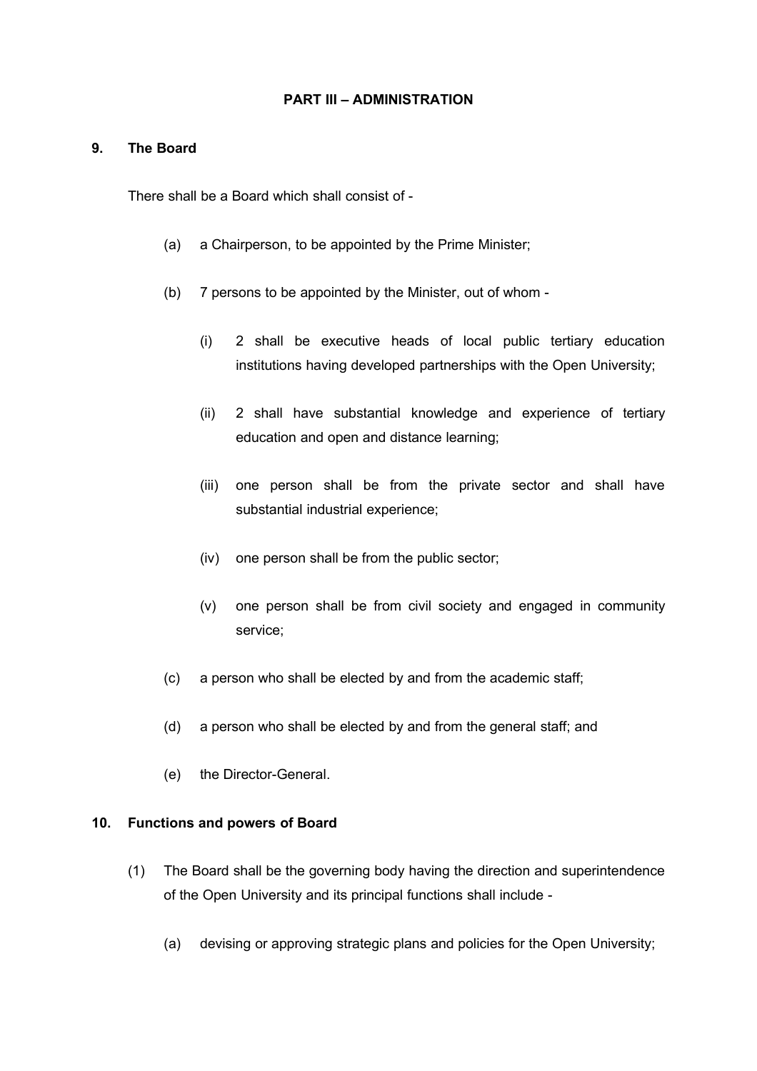## PART III – ADMINISTRATION

### 9. The Board

There shall be a Board which shall consist of -

(a) a Chairperson, to be appointed by the Prime Minister;

(b) 7 persons to be appointed by the Minister, out of whom -

  (i) 2 shall be executive heads of local public tertiary education institutions having developed partnerships with the Open University;

  (ii) 2 shall have substantial knowledge and experience of tertiary education and open and distance learning;

  (iii) one person shall be from the private sector and shall have substantial industrial experience;

  (iv) one person shall be from the public sector;

  (v) one person shall be from civil society and engaged in community service;

(c) a person who shall be elected by and from the academic staff;

(d) a person who shall be elected by and from the general staff; and

(e) the Director-General.

### 10. Functions and powers of Board

(1) The Board shall be the governing body having the direction and superintendence of the Open University and its principal functions shall include -

  (a) devising or approving strategic plans and policies for the Open University;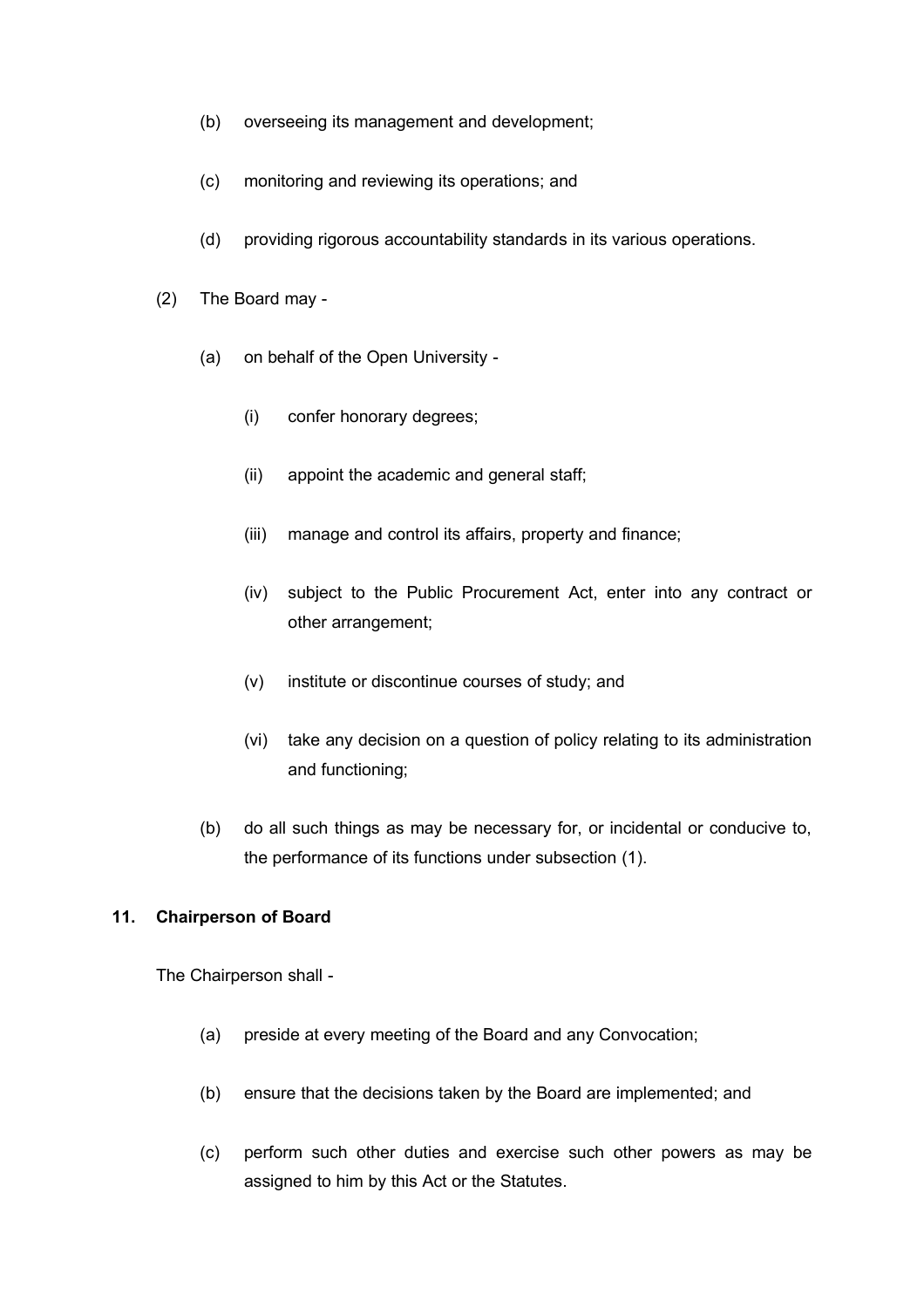(b) overseeing its management and development;

(c) monitoring and reviewing its operations; and

(d) providing rigorous accountability standards in its various operations.

(2) The Board may -

(a) on behalf of the Open University -

(i) confer honorary degrees;

(ii) appoint the academic and general staff;

(iii) manage and control its affairs, property and finance;

(iv) subject to the Public Procurement Act, enter into any contract or other arrangement;

(v) institute or discontinue courses of study; and

(vi) take any decision on a question of policy relating to its administration and functioning;

(b) do all such things as may be necessary for, or incidental or conducive to, the performance of its functions under subsection (1).

**11. Chairperson of Board**

The Chairperson shall -

(a) preside at every meeting of the Board and any Convocation;

(b) ensure that the decisions taken by the Board are implemented; and

(c) perform such other duties and exercise such other powers as may be assigned to him by this Act or the Statutes.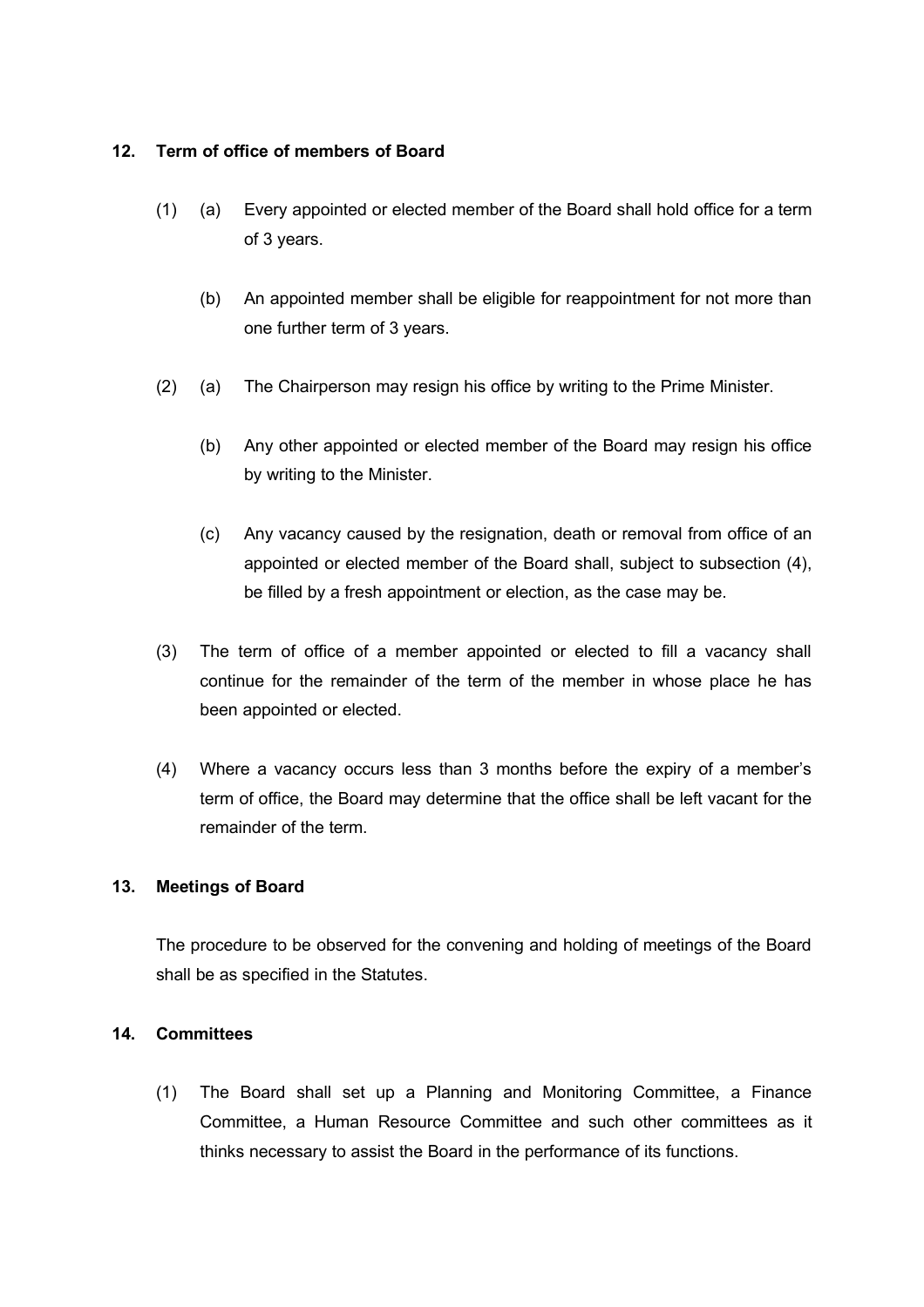**12. Term of office of members of Board**

(1) (a) Every appointed or elected member of the Board shall hold office for a term of 3 years.

(b) An appointed member shall be eligible for reappointment for not more than one further term of 3 years.

(2) (a) The Chairperson may resign his office by writing to the Prime Minister.

(b) Any other appointed or elected member of the Board may resign his office by writing to the Minister.

(c) Any vacancy caused by the resignation, death or removal from office of an appointed or elected member of the Board shall, subject to subsection (4), be filled by a fresh appointment or election, as the case may be.

(3) The term of office of a member appointed or elected to fill a vacancy shall continue for the remainder of the term of the member in whose place he has been appointed or elected.

(4) Where a vacancy occurs less than 3 months before the expiry of a member's term of office, the Board may determine that the office shall be left vacant for the remainder of the term.

**13. Meetings of Board**

The procedure to be observed for the convening and holding of meetings of the Board shall be as specified in the Statutes.

**14. Committees**

(1) The Board shall set up a Planning and Monitoring Committee, a Finance Committee, a Human Resource Committee and such other committees as it thinks necessary to assist the Board in the performance of its functions.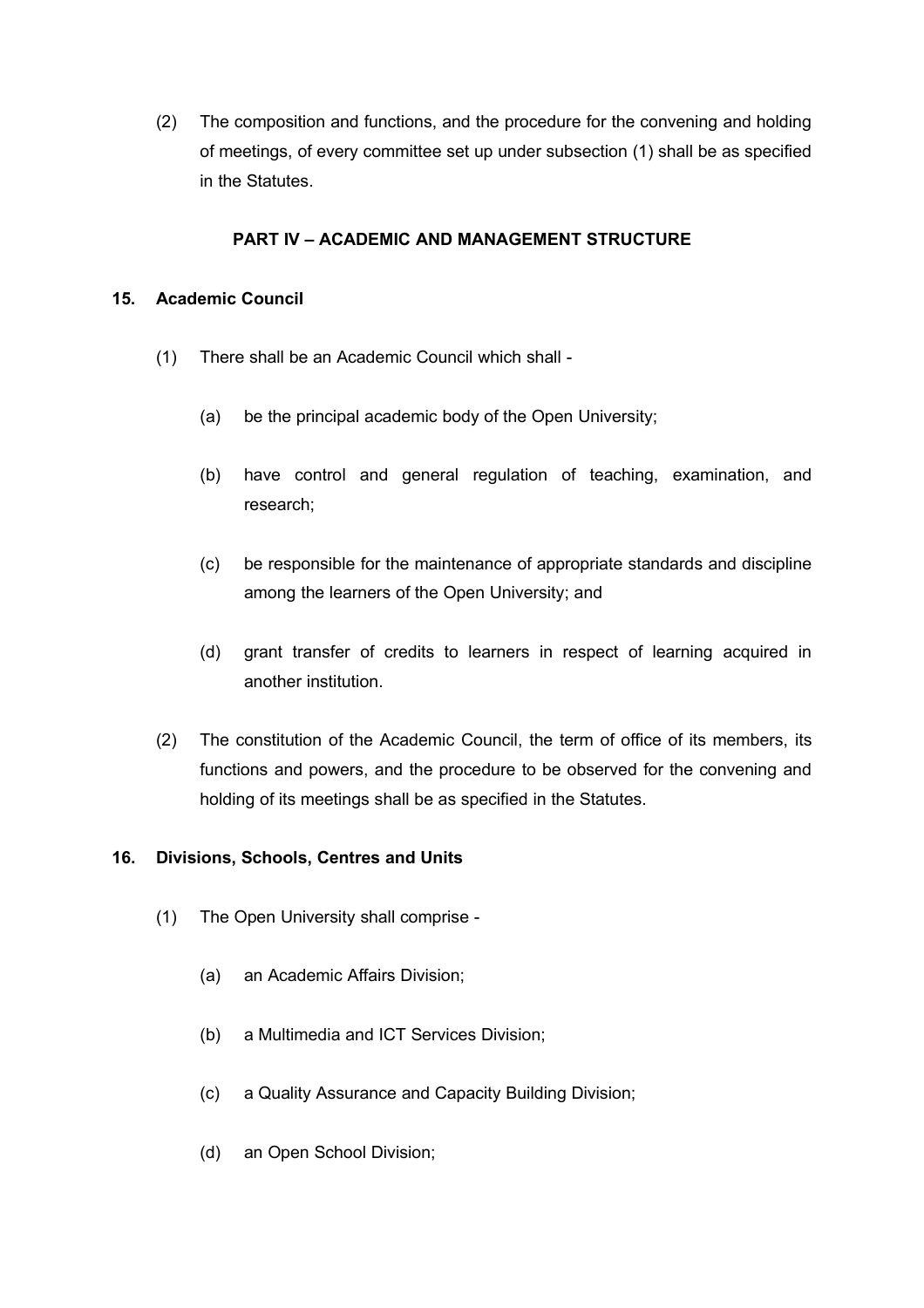(2) The composition and functions, and the procedure for the convening and holding of meetings, of every committee set up under subsection (1) shall be as specified in the Statutes.

## PART IV – ACADEMIC AND MANAGEMENT STRUCTURE

### 15. Academic Council

(1) There shall be an Academic Council which shall -

(a) be the principal academic body of the Open University;

(b) have control and general regulation of teaching, examination, and research;

(c) be responsible for the maintenance of appropriate standards and discipline among the learners of the Open University; and

(d) grant transfer of credits to learners in respect of learning acquired in another institution.

(2) The constitution of the Academic Council, the term of office of its members, its functions and powers, and the procedure to be observed for the convening and holding of its meetings shall be as specified in the Statutes.

### 16. Divisions, Schools, Centres and Units

(1) The Open University shall comprise -

(a) an Academic Affairs Division;

(b) a Multimedia and ICT Services Division;

(c) a Quality Assurance and Capacity Building Division;

(d) an Open School Division;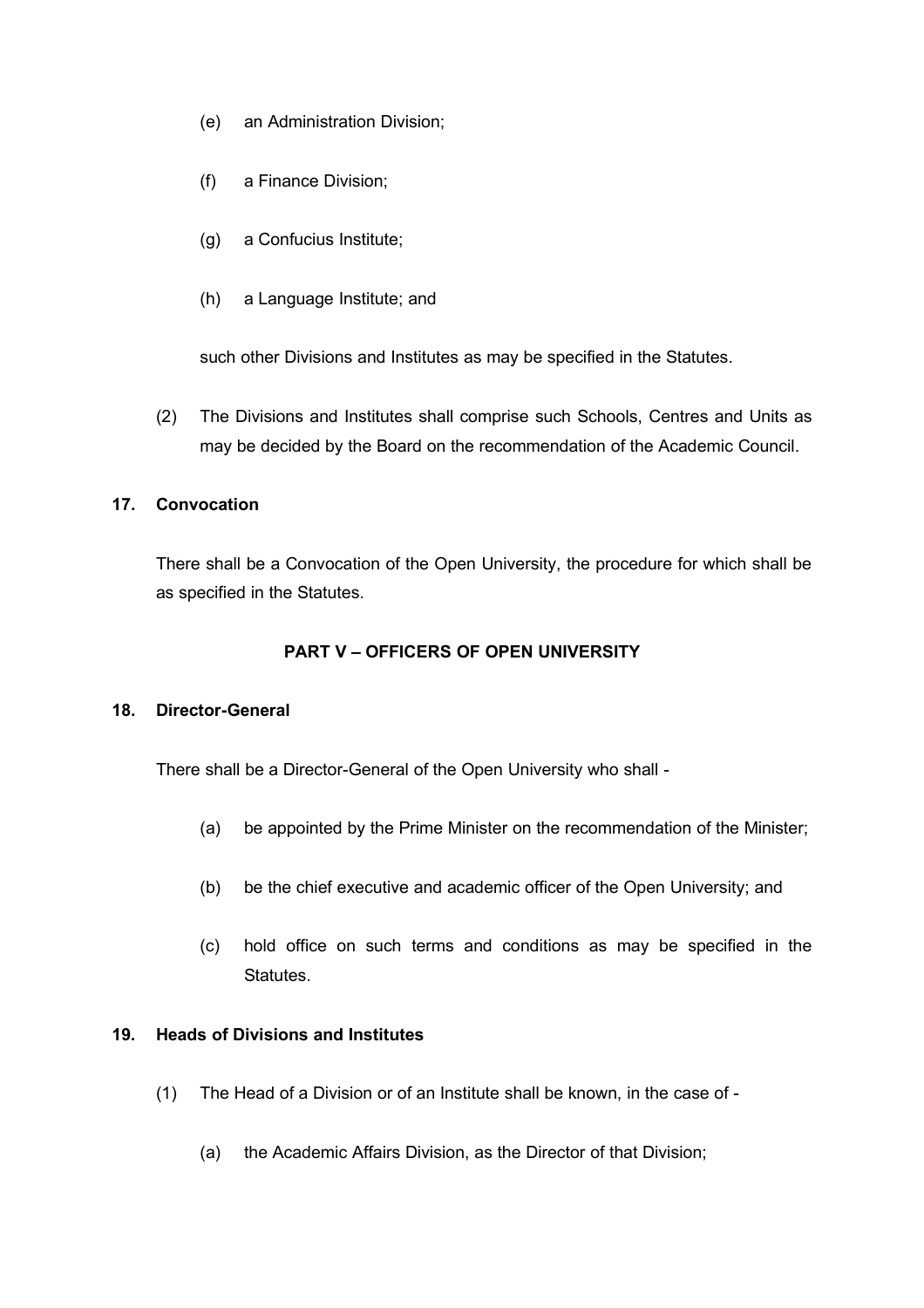(e) an Administration Division;

(f) a Finance Division;

(g) a Confucius Institute;

(h) a Language Institute; and

such other Divisions and Institutes as may be specified in the Statutes.

(2) The Divisions and Institutes shall comprise such Schools, Centres and Units as may be decided by the Board on the recommendation of the Academic Council.

**17. Convocation**

There shall be a Convocation of the Open University, the procedure for which shall be as specified in the Statutes.

## PART V – OFFICERS OF OPEN UNIVERSITY

**18. Director-General**

There shall be a Director-General of the Open University who shall -

(a) be appointed by the Prime Minister on the recommendation of the Minister;

(b) be the chief executive and academic officer of the Open University; and

(c) hold office on such terms and conditions as may be specified in the Statutes.

**19. Heads of Divisions and Institutes**

(1) The Head of a Division or of an Institute shall be known, in the case of -

(a) the Academic Affairs Division, as the Director of that Division;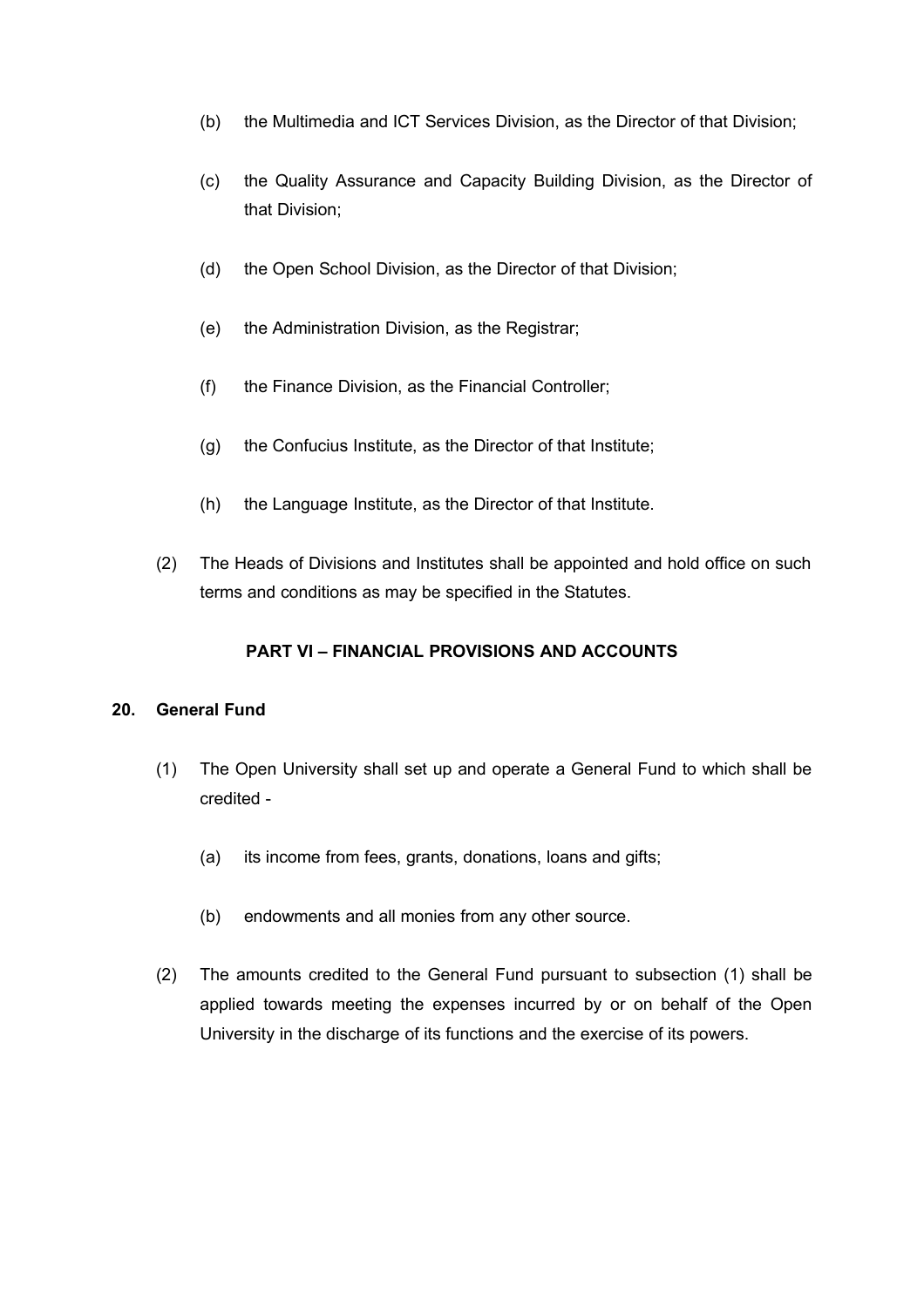(b) the Multimedia and ICT Services Division, as the Director of that Division;

(c) the Quality Assurance and Capacity Building Division, as the Director of that Division;

(d) the Open School Division, as the Director of that Division;

(e) the Administration Division, as the Registrar;

(f) the Finance Division, as the Financial Controller;

(g) the Confucius Institute, as the Director of that Institute;

(h) the Language Institute, as the Director of that Institute.

(2) The Heads of Divisions and Institutes shall be appointed and hold office on such terms and conditions as may be specified in the Statutes.

## PART VI – FINANCIAL PROVISIONS AND ACCOUNTS

### 20. General Fund

(1) The Open University shall set up and operate a General Fund to which shall be credited -

(a) its income from fees, grants, donations, loans and gifts;

(b) endowments and all monies from any other source.

(2) The amounts credited to the General Fund pursuant to subsection (1) shall be applied towards meeting the expenses incurred by or on behalf of the Open University in the discharge of its functions and the exercise of its powers.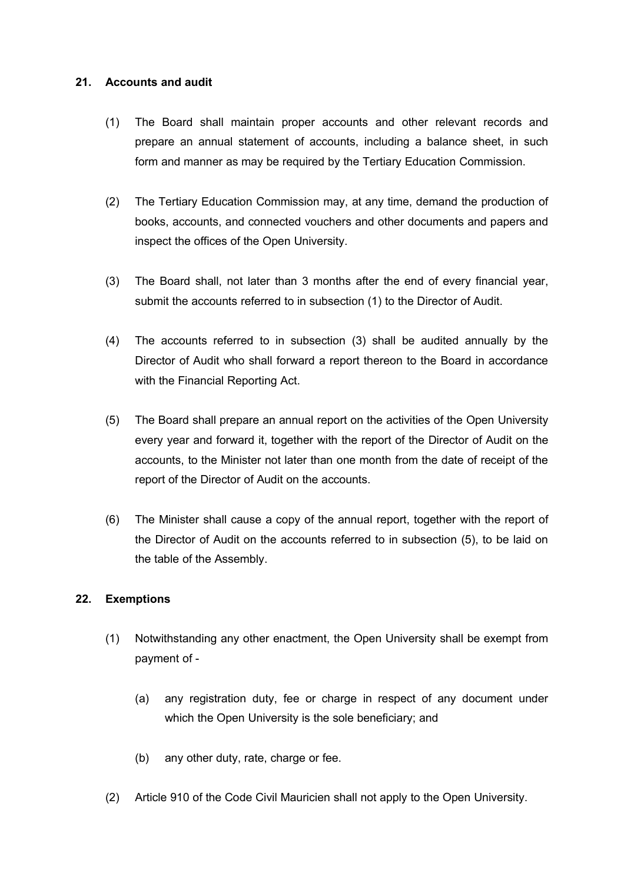**21. Accounts and audit**

(1) The Board shall maintain proper accounts and other relevant records and prepare an annual statement of accounts, including a balance sheet, in such form and manner as may be required by the Tertiary Education Commission.

(2) The Tertiary Education Commission may, at any time, demand the production of books, accounts, and connected vouchers and other documents and papers and inspect the offices of the Open University.

(3) The Board shall, not later than 3 months after the end of every financial year, submit the accounts referred to in subsection (1) to the Director of Audit.

(4) The accounts referred to in subsection (3) shall be audited annually by the Director of Audit who shall forward a report thereon to the Board in accordance with the Financial Reporting Act.

(5) The Board shall prepare an annual report on the activities of the Open University every year and forward it, together with the report of the Director of Audit on the accounts, to the Minister not later than one month from the date of receipt of the report of the Director of Audit on the accounts.

(6) The Minister shall cause a copy of the annual report, together with the report of the Director of Audit on the accounts referred to in subsection (5), to be laid on the table of the Assembly.

**22. Exemptions**

(1) Notwithstanding any other enactment, the Open University shall be exempt from payment of -

(a) any registration duty, fee or charge in respect of any document under which the Open University is the sole beneficiary; and

(b) any other duty, rate, charge or fee.

(2) Article 910 of the Code Civil Mauricien shall not apply to the Open University.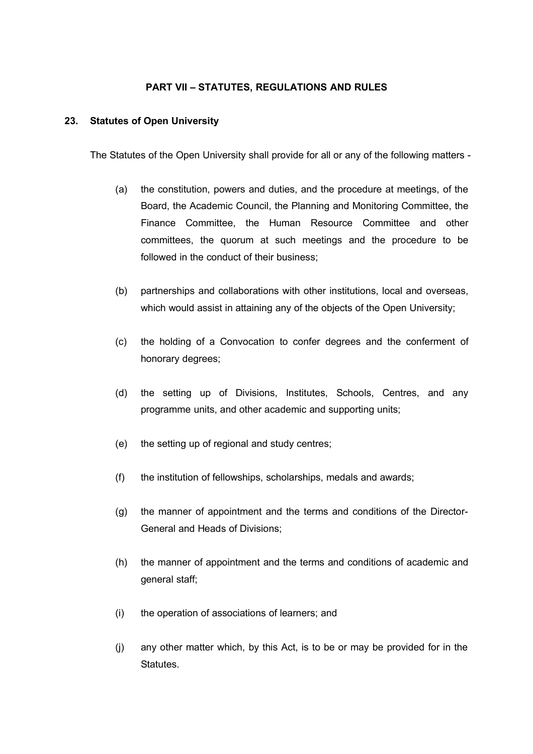## PART VII – STATUTES, REGULATIONS AND RULES

### 23. Statutes of Open University

The Statutes of the Open University shall provide for all or any of the following matters -

(a) the constitution, powers and duties, and the procedure at meetings, of the Board, the Academic Council, the Planning and Monitoring Committee, the Finance Committee, the Human Resource Committee and other committees, the quorum at such meetings and the procedure to be followed in the conduct of their business;

(b) partnerships and collaborations with other institutions, local and overseas, which would assist in attaining any of the objects of the Open University;

(c) the holding of a Convocation to confer degrees and the conferment of honorary degrees;

(d) the setting up of Divisions, Institutes, Schools, Centres, and any programme units, and other academic and supporting units;

(e) the setting up of regional and study centres;

(f) the institution of fellowships, scholarships, medals and awards;

(g) the manner of appointment and the terms and conditions of the Director-General and Heads of Divisions;

(h) the manner of appointment and the terms and conditions of academic and general staff;

(i) the operation of associations of learners; and

(j) any other matter which, by this Act, is to be or may be provided for in the Statutes.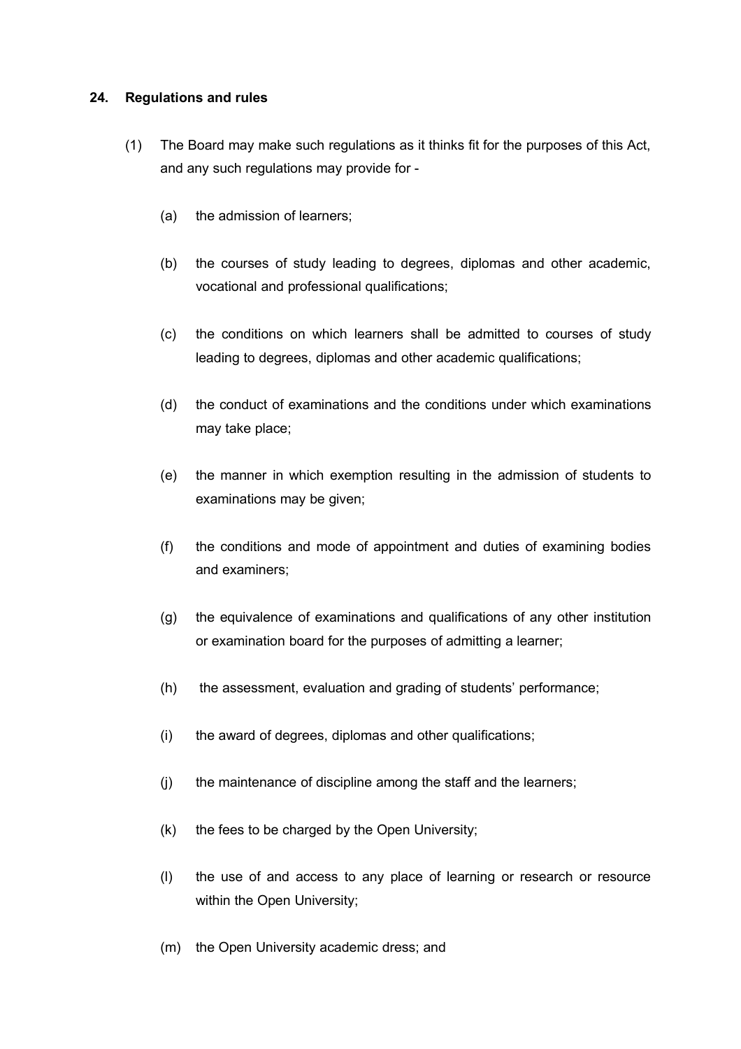**24. Regulations and rules**

(1) The Board may make such regulations as it thinks fit for the purposes of this Act, and any such regulations may provide for -

(a) the admission of learners;

(b) the courses of study leading to degrees, diplomas and other academic, vocational and professional qualifications;

(c) the conditions on which learners shall be admitted to courses of study leading to degrees, diplomas and other academic qualifications;

(d) the conduct of examinations and the conditions under which examinations may take place;

(e) the manner in which exemption resulting in the admission of students to examinations may be given;

(f) the conditions and mode of appointment and duties of examining bodies and examiners;

(g) the equivalence of examinations and qualifications of any other institution or examination board for the purposes of admitting a learner;

(h) the assessment, evaluation and grading of students' performance;

(i) the award of degrees, diplomas and other qualifications;

(j) the maintenance of discipline among the staff and the learners;

(k) the fees to be charged by the Open University;

(l) the use of and access to any place of learning or research or resource within the Open University;

(m) the Open University academic dress; and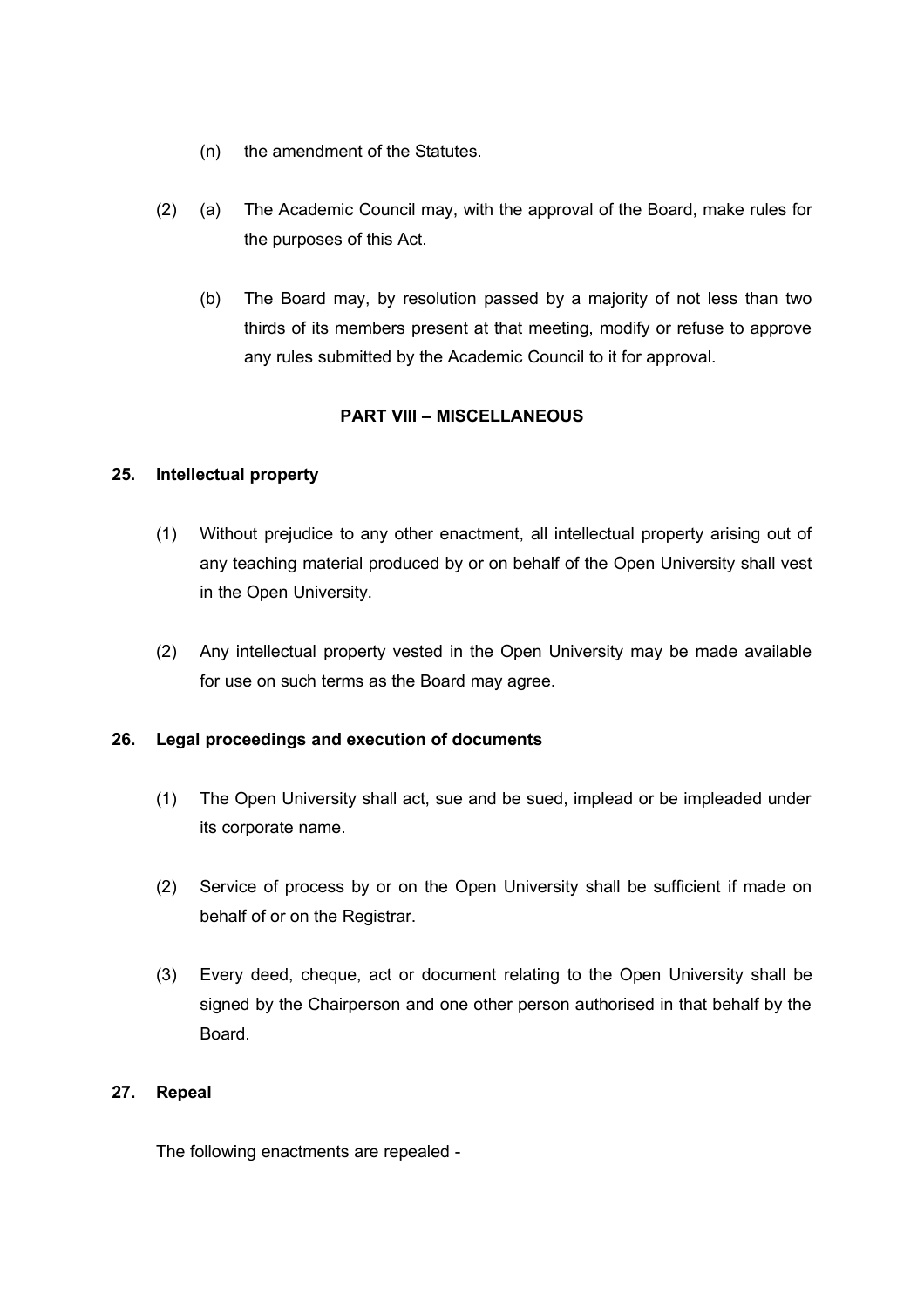(n) the amendment of the Statutes.

(2) (a) The Academic Council may, with the approval of the Board, make rules for the purposes of this Act.

(b) The Board may, by resolution passed by a majority of not less than two thirds of its members present at that meeting, modify or refuse to approve any rules submitted by the Academic Council to it for approval.

## PART VIII – MISCELLANEOUS

### 25. Intellectual property

(1) Without prejudice to any other enactment, all intellectual property arising out of any teaching material produced by or on behalf of the Open University shall vest in the Open University.

(2) Any intellectual property vested in the Open University may be made available for use on such terms as the Board may agree.

### 26. Legal proceedings and execution of documents

(1) The Open University shall act, sue and be sued, implead or be impleaded under its corporate name.

(2) Service of process by or on the Open University shall be sufficient if made on behalf of or on the Registrar.

(3) Every deed, cheque, act or document relating to the Open University shall be signed by the Chairperson and one other person authorised in that behalf by the Board.

### 27. Repeal

The following enactments are repealed -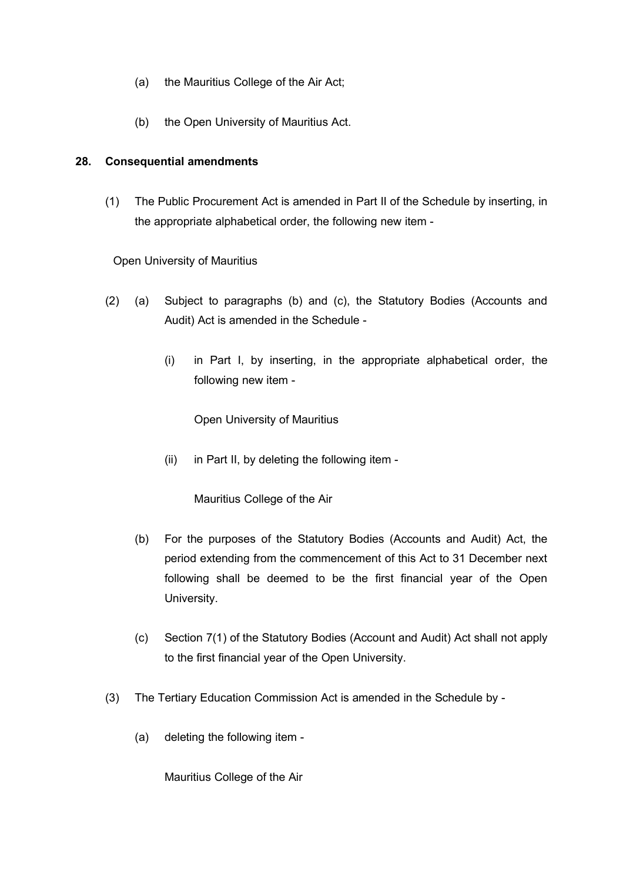(a) the Mauritius College of the Air Act;

(b) the Open University of Mauritius Act.

**28. Consequential amendments**

(1) The Public Procurement Act is amended in Part II of the Schedule by inserting, in the appropriate alphabetical order, the following new item -

Open University of Mauritius

(2) (a) Subject to paragraphs (b) and (c), the Statutory Bodies (Accounts and Audit) Act is amended in the Schedule -

(i) in Part I, by inserting, in the appropriate alphabetical order, the following new item -

Open University of Mauritius

(ii) in Part II, by deleting the following item -

Mauritius College of the Air

(b) For the purposes of the Statutory Bodies (Accounts and Audit) Act, the period extending from the commencement of this Act to 31 December next following shall be deemed to be the first financial year of the Open University.

(c) Section 7(1) of the Statutory Bodies (Account and Audit) Act shall not apply to the first financial year of the Open University.

(3) The Tertiary Education Commission Act is amended in the Schedule by -

(a) deleting the following item -

Mauritius College of the Air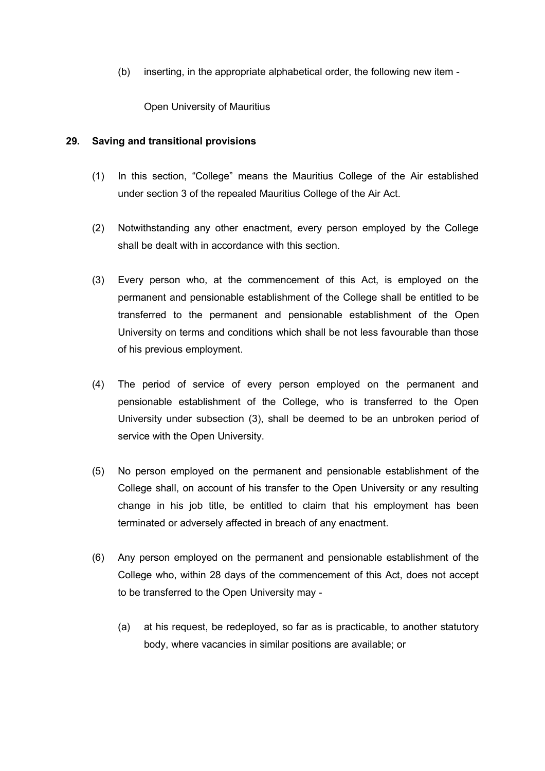(b) inserting, in the appropriate alphabetical order, the following new item -

Open University of Mauritius

**29. Saving and transitional provisions**

(1) In this section, “College” means the Mauritius College of the Air established under section 3 of the repealed Mauritius College of the Air Act.

(2) Notwithstanding any other enactment, every person employed by the College shall be dealt with in accordance with this section.

(3) Every person who, at the commencement of this Act, is employed on the permanent and pensionable establishment of the College shall be entitled to be transferred to the permanent and pensionable establishment of the Open University on terms and conditions which shall be not less favourable than those of his previous employment.

(4) The period of service of every person employed on the permanent and pensionable establishment of the College, who is transferred to the Open University under subsection (3), shall be deemed to be an unbroken period of service with the Open University.

(5) No person employed on the permanent and pensionable establishment of the College shall, on account of his transfer to the Open University or any resulting change in his job title, be entitled to claim that his employment has been terminated or adversely affected in breach of any enactment.

(6) Any person employed on the permanent and pensionable establishment of the College who, within 28 days of the commencement of this Act, does not accept to be transferred to the Open University may -

(a) at his request, be redeployed, so far as is practicable, to another statutory body, where vacancies in similar positions are available; or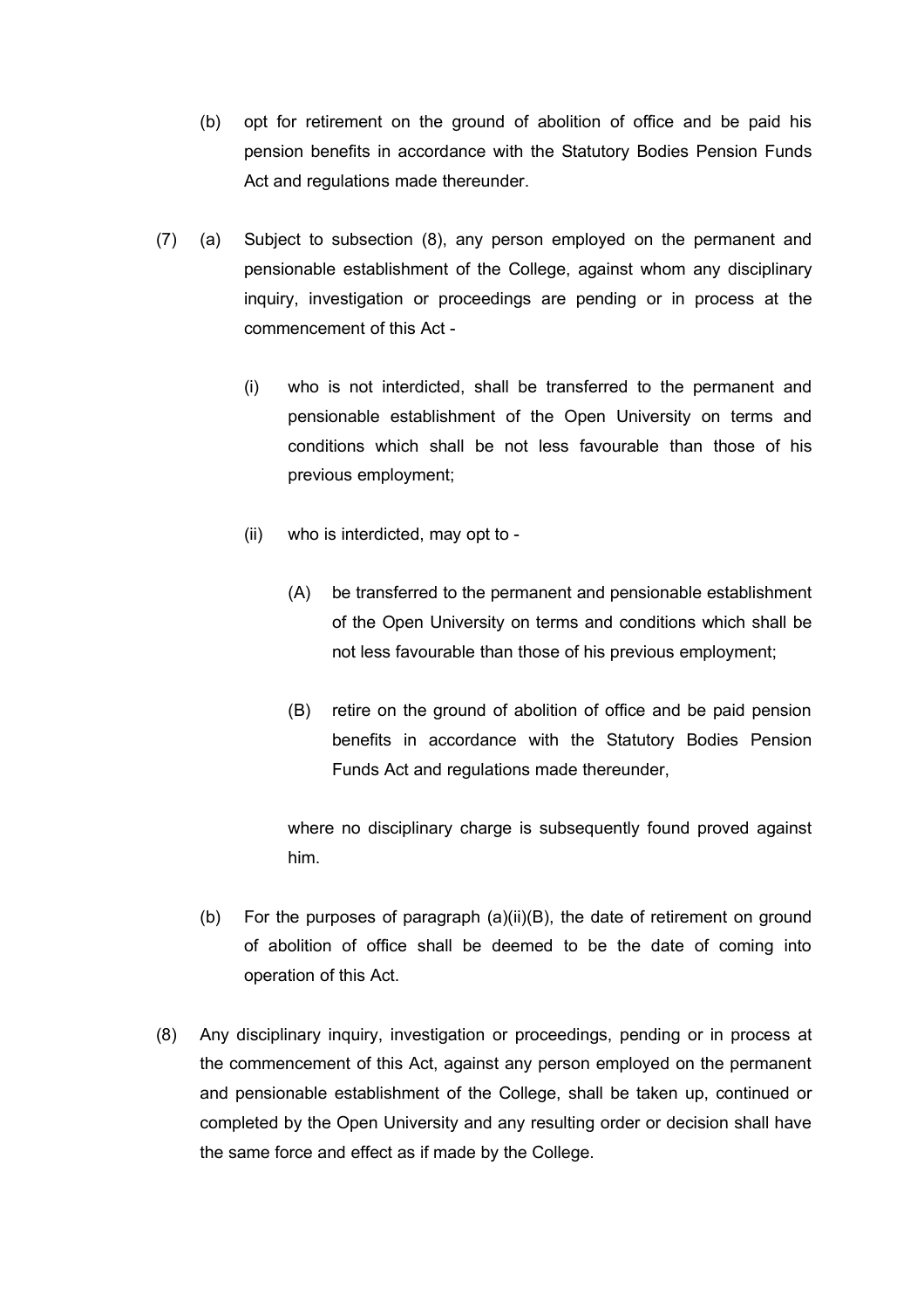(b) opt for retirement on the ground of abolition of office and be paid his pension benefits in accordance with the Statutory Bodies Pension Funds Act and regulations made thereunder.

(7) (a) Subject to subsection (8), any person employed on the permanent and pensionable establishment of the College, against whom any disciplinary inquiry, investigation or proceedings are pending or in process at the commencement of this Act -

(i) who is not interdicted, shall be transferred to the permanent and pensionable establishment of the Open University on terms and conditions which shall be not less favourable than those of his previous employment;

(ii) who is interdicted, may opt to -

(A) be transferred to the permanent and pensionable establishment of the Open University on terms and conditions which shall be not less favourable than those of his previous employment;

(B) retire on the ground of abolition of office and be paid pension benefits in accordance with the Statutory Bodies Pension Funds Act and regulations made thereunder,

where no disciplinary charge is subsequently found proved against him.

(b) For the purposes of paragraph (a)(ii)(B), the date of retirement on ground of abolition of office shall be deemed to be the date of coming into operation of this Act.

(8) Any disciplinary inquiry, investigation or proceedings, pending or in process at the commencement of this Act, against any person employed on the permanent and pensionable establishment of the College, shall be taken up, continued or completed by the Open University and any resulting order or decision shall have the same force and effect as if made by the College.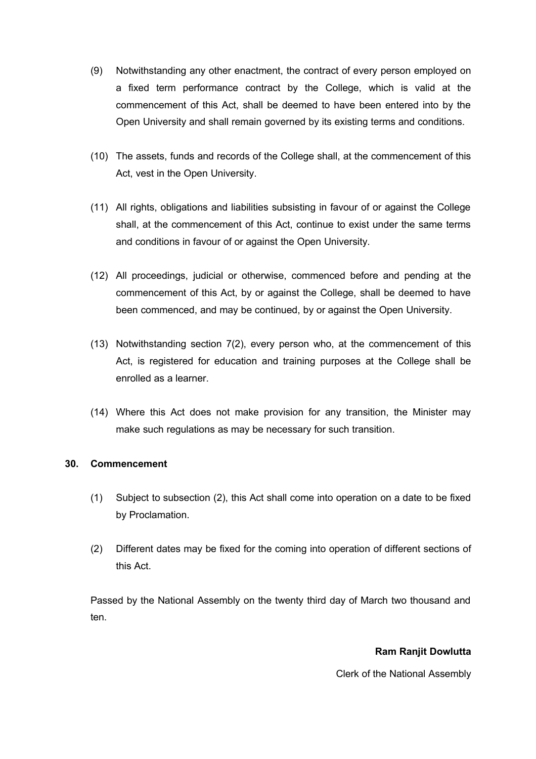(9) Notwithstanding any other enactment, the contract of every person employed on a fixed term performance contract by the College, which is valid at the commencement of this Act, shall be deemed to have been entered into by the Open University and shall remain governed by its existing terms and conditions.

(10) The assets, funds and records of the College shall, at the commencement of this Act, vest in the Open University.

(11) All rights, obligations and liabilities subsisting in favour of or against the College shall, at the commencement of this Act, continue to exist under the same terms and conditions in favour of or against the Open University.

(12) All proceedings, judicial or otherwise, commenced before and pending at the commencement of this Act, by or against the College, shall be deemed to have been commenced, and may be continued, by or against the Open University.

(13) Notwithstanding section 7(2), every person who, at the commencement of this Act, is registered for education and training purposes at the College shall be enrolled as a learner.

(14) Where this Act does not make provision for any transition, the Minister may make such regulations as may be necessary for such transition.

**30. Commencement**

(1) Subject to subsection (2), this Act shall come into operation on a date to be fixed by Proclamation.

(2) Different dates may be fixed for the coming into operation of different sections of this Act.

Passed by the National Assembly on the twenty third day of March two thousand and ten.

**Ram Ranjit Dowlutta**

Clerk of the National Assembly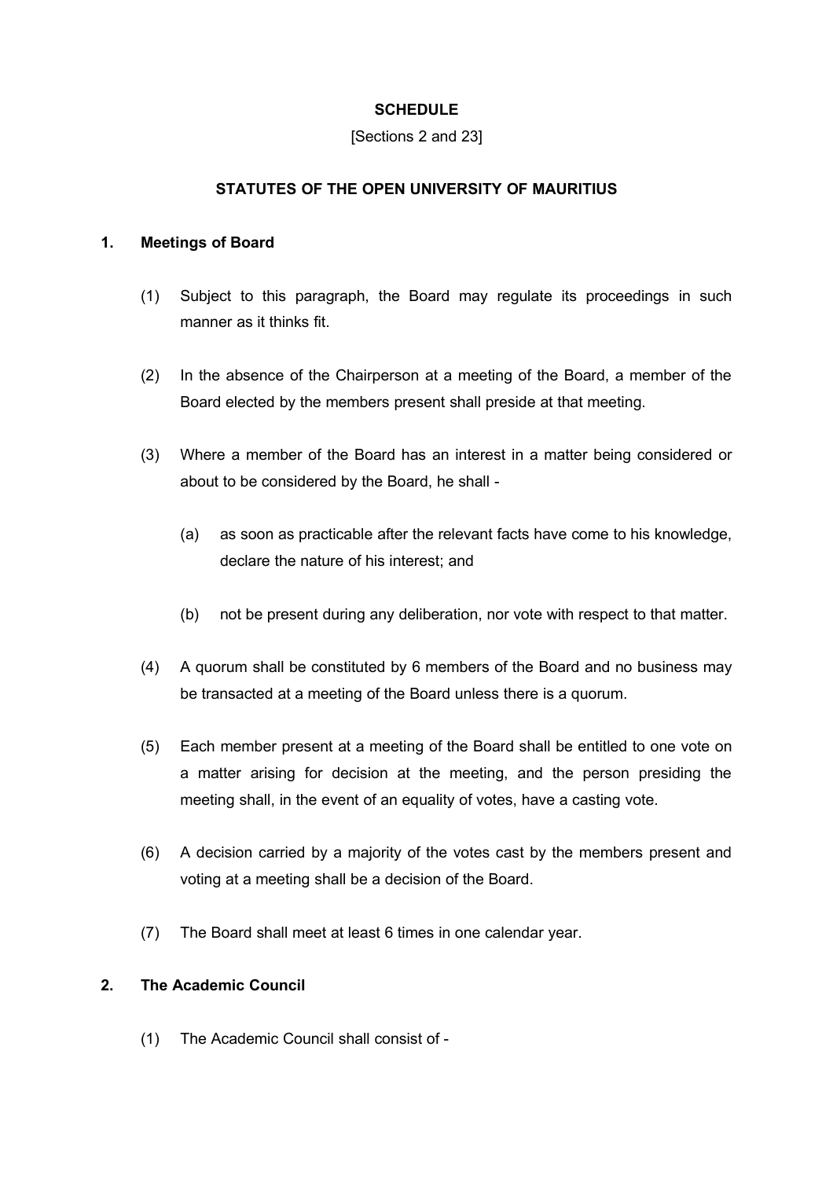## SCHEDULE

[Sections 2 and 23]

## STATUTES OF THE OPEN UNIVERSITY OF MAURITIUS

### 1. Meetings of Board

(1) Subject to this paragraph, the Board may regulate its proceedings in such manner as it thinks fit.

(2) In the absence of the Chairperson at a meeting of the Board, a member of the Board elected by the members present shall preside at that meeting.

(3) Where a member of the Board has an interest in a matter being considered or about to be considered by the Board, he shall -

(a) as soon as practicable after the relevant facts have come to his knowledge, declare the nature of his interest; and

(b) not be present during any deliberation, nor vote with respect to that matter.

(4) A quorum shall be constituted by 6 members of the Board and no business may be transacted at a meeting of the Board unless there is a quorum.

(5) Each member present at a meeting of the Board shall be entitled to one vote on a matter arising for decision at the meeting, and the person presiding the meeting shall, in the event of an equality of votes, have a casting vote.

(6) A decision carried by a majority of the votes cast by the members present and voting at a meeting shall be a decision of the Board.

(7) The Board shall meet at least 6 times in one calendar year.

### 2. The Academic Council

(1) The Academic Council shall consist of -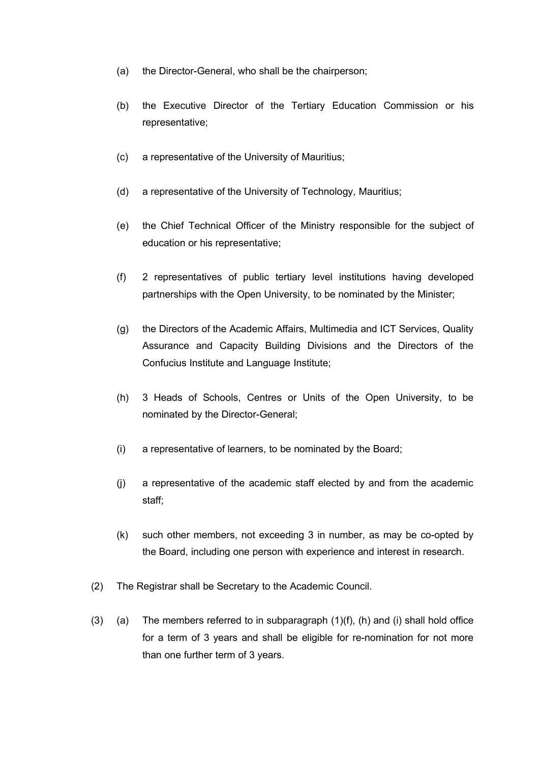(a) the Director-General, who shall be the chairperson;

(b) the Executive Director of the Tertiary Education Commission or his representative;

(c) a representative of the University of Mauritius;

(d) a representative of the University of Technology, Mauritius;

(e) the Chief Technical Officer of the Ministry responsible for the subject of education or his representative;

(f) 2 representatives of public tertiary level institutions having developed partnerships with the Open University, to be nominated by the Minister;

(g) the Directors of the Academic Affairs, Multimedia and ICT Services, Quality Assurance and Capacity Building Divisions and the Directors of the Confucius Institute and Language Institute;

(h) 3 Heads of Schools, Centres or Units of the Open University, to be nominated by the Director-General;

(i) a representative of learners, to be nominated by the Board;

(j) a representative of the academic staff elected by and from the academic staff;

(k) such other members, not exceeding 3 in number, as may be co-opted by the Board, including one person with experience and interest in research.

(2) The Registrar shall be Secretary to the Academic Council.

(3) (a) The members referred to in subparagraph (1)(f), (h) and (i) shall hold office for a term of 3 years and shall be eligible for re-nomination for not more than one further term of 3 years.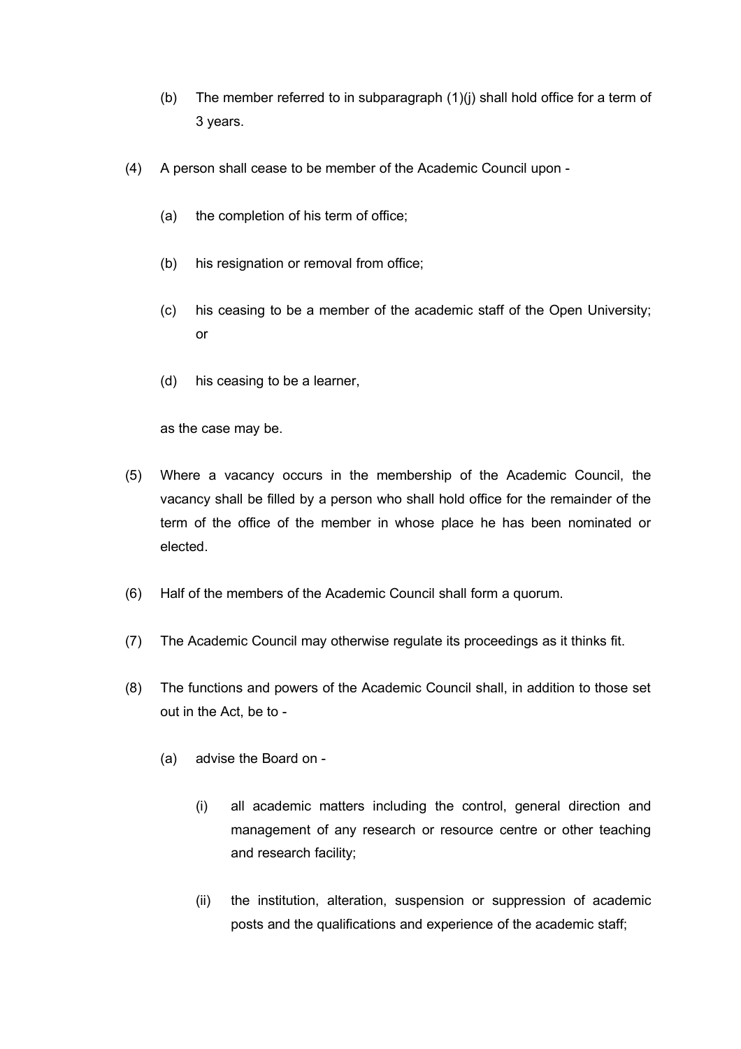(b) The member referred to in subparagraph (1)(j) shall hold office for a term of 3 years.

(4) A person shall cease to be member of the Academic Council upon -

(a) the completion of his term of office;

(b) his resignation or removal from office;

(c) his ceasing to be a member of the academic staff of the Open University; or

(d) his ceasing to be a learner,

as the case may be.

(5) Where a vacancy occurs in the membership of the Academic Council, the vacancy shall be filled by a person who shall hold office for the remainder of the term of the office of the member in whose place he has been nominated or elected.

(6) Half of the members of the Academic Council shall form a quorum.

(7) The Academic Council may otherwise regulate its proceedings as it thinks fit.

(8) The functions and powers of the Academic Council shall, in addition to those set out in the Act, be to -

(a) advise the Board on -

(i) all academic matters including the control, general direction and management of any research or resource centre or other teaching and research facility;

(ii) the institution, alteration, suspension or suppression of academic posts and the qualifications and experience of the academic staff;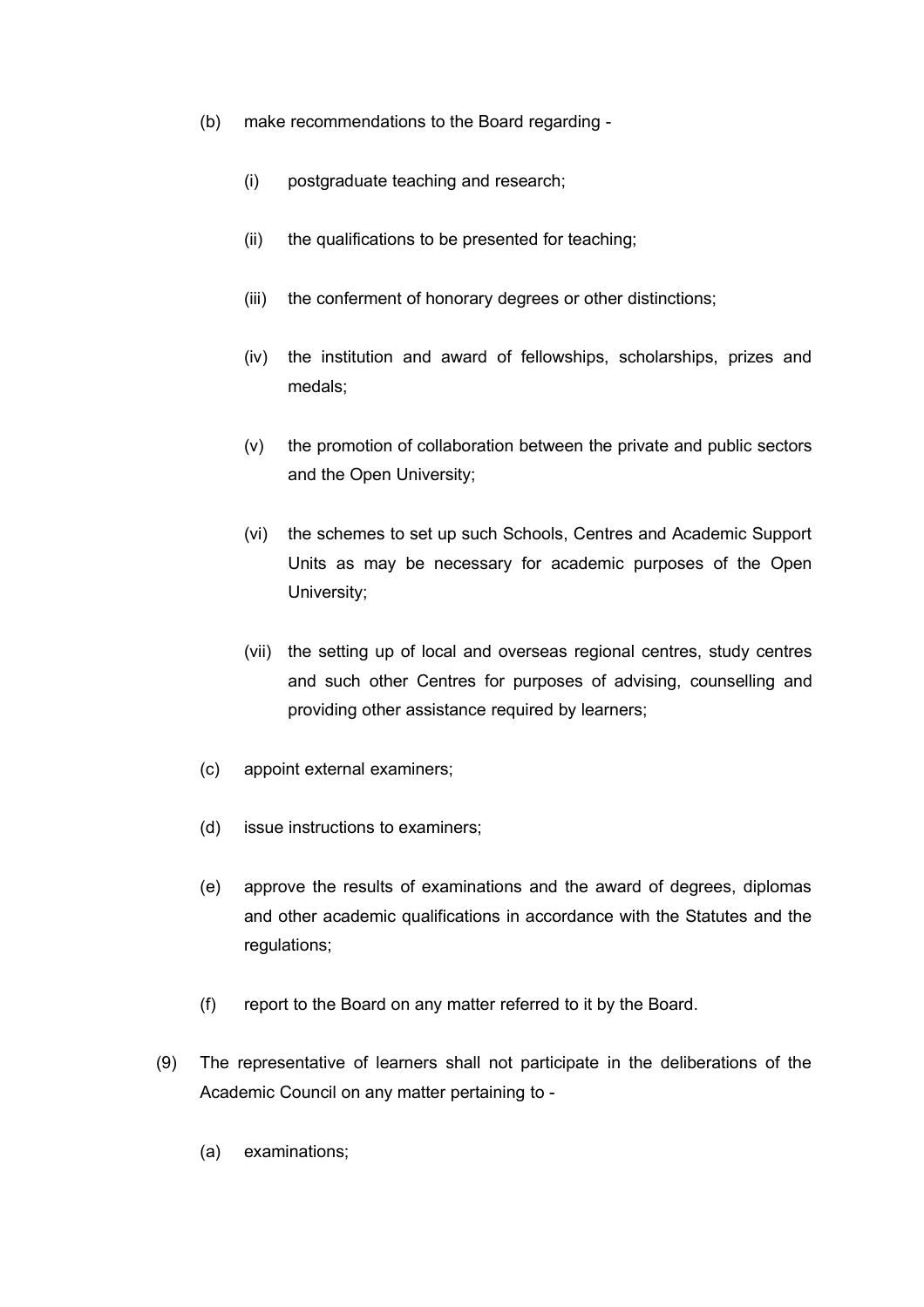(b) make recommendations to the Board regarding -

   (i) postgraduate teaching and research;

   (ii) the qualifications to be presented for teaching;

   (iii) the conferment of honorary degrees or other distinctions;

   (iv) the institution and award of fellowships, scholarships, prizes and medals;

   (v) the promotion of collaboration between the private and public sectors and the Open University;

   (vi) the schemes to set up such Schools, Centres and Academic Support Units as may be necessary for academic purposes of the Open University;

   (vii) the setting up of local and overseas regional centres, study centres and such other Centres for purposes of advising, counselling and providing other assistance required by learners;

(c) appoint external examiners;

(d) issue instructions to examiners;

(e) approve the results of examinations and the award of degrees, diplomas and other academic qualifications in accordance with the Statutes and the regulations;

(f) report to the Board on any matter referred to it by the Board.

(9) The representative of learners shall not participate in the deliberations of the Academic Council on any matter pertaining to -

   (a) examinations;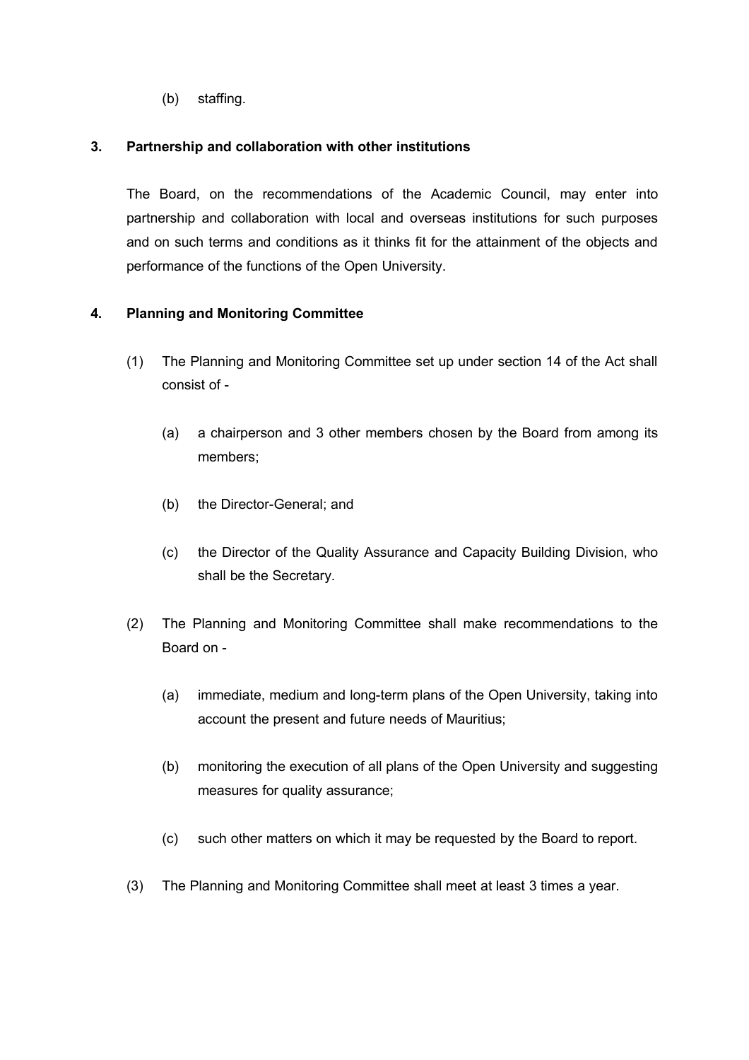(b) staffing.

**3. Partnership and collaboration with other institutions**

The Board, on the recommendations of the Academic Council, may enter into partnership and collaboration with local and overseas institutions for such purposes and on such terms and conditions as it thinks fit for the attainment of the objects and performance of the functions of the Open University.

**4. Planning and Monitoring Committee**

(1) The Planning and Monitoring Committee set up under section 14 of the Act shall consist of -

   (a) a chairperson and 3 other members chosen by the Board from among its members;

   (b) the Director-General; and

   (c) the Director of the Quality Assurance and Capacity Building Division, who shall be the Secretary.

(2) The Planning and Monitoring Committee shall make recommendations to the Board on -

   (a) immediate, medium and long-term plans of the Open University, taking into account the present and future needs of Mauritius;

   (b) monitoring the execution of all plans of the Open University and suggesting measures for quality assurance;

   (c) such other matters on which it may be requested by the Board to report.

(3) The Planning and Monitoring Committee shall meet at least 3 times a year.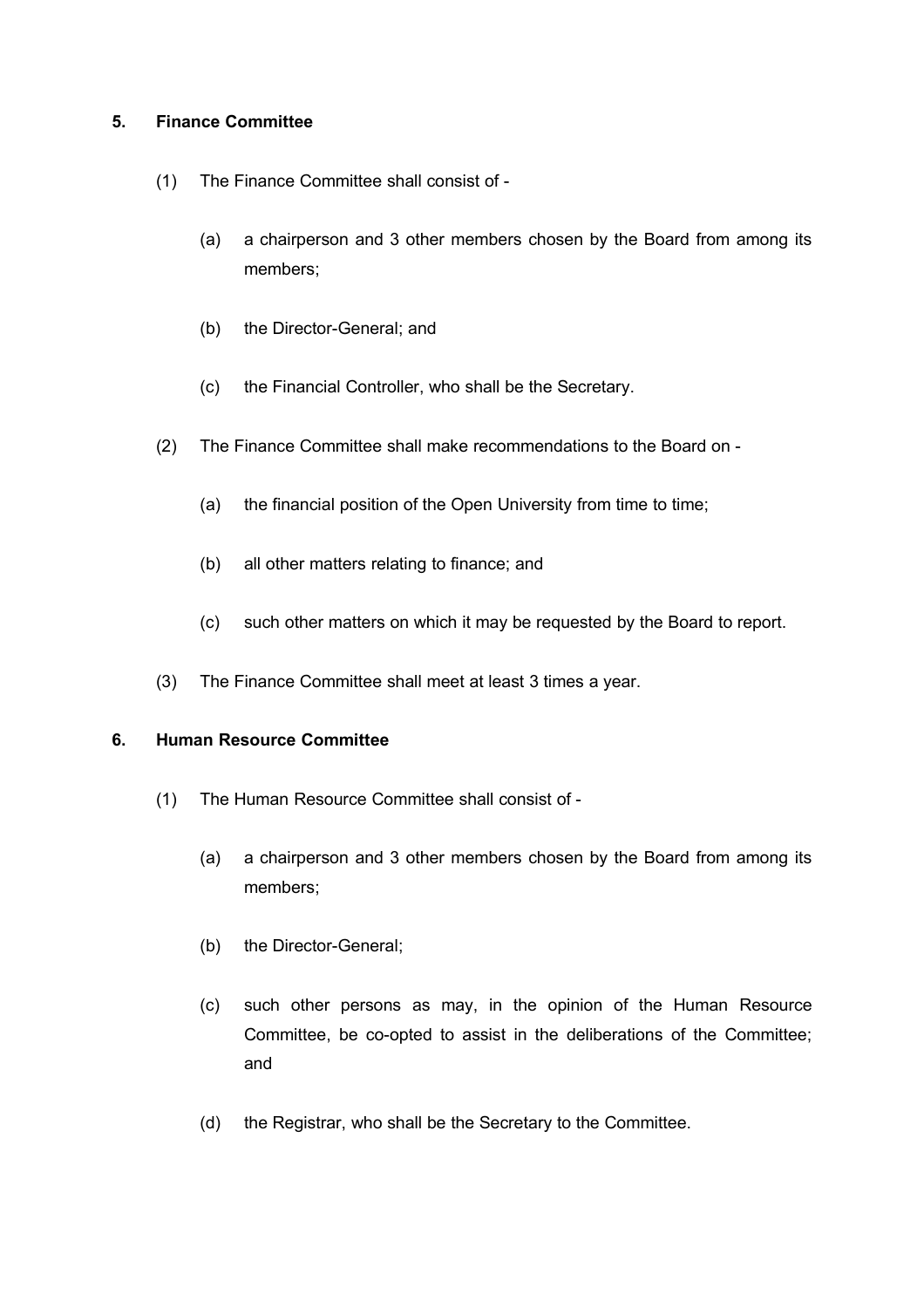**5. Finance Committee**

(1) The Finance Committee shall consist of -

(a) a chairperson and 3 other members chosen by the Board from among its members;

(b) the Director-General; and

(c) the Financial Controller, who shall be the Secretary.

(2) The Finance Committee shall make recommendations to the Board on -

(a) the financial position of the Open University from time to time;

(b) all other matters relating to finance; and

(c) such other matters on which it may be requested by the Board to report.

(3) The Finance Committee shall meet at least 3 times a year.

**6. Human Resource Committee**

(1) The Human Resource Committee shall consist of -

(a) a chairperson and 3 other members chosen by the Board from among its members;

(b) the Director-General;

(c) such other persons as may, in the opinion of the Human Resource Committee, be co-opted to assist in the deliberations of the Committee; and

(d) the Registrar, who shall be the Secretary to the Committee.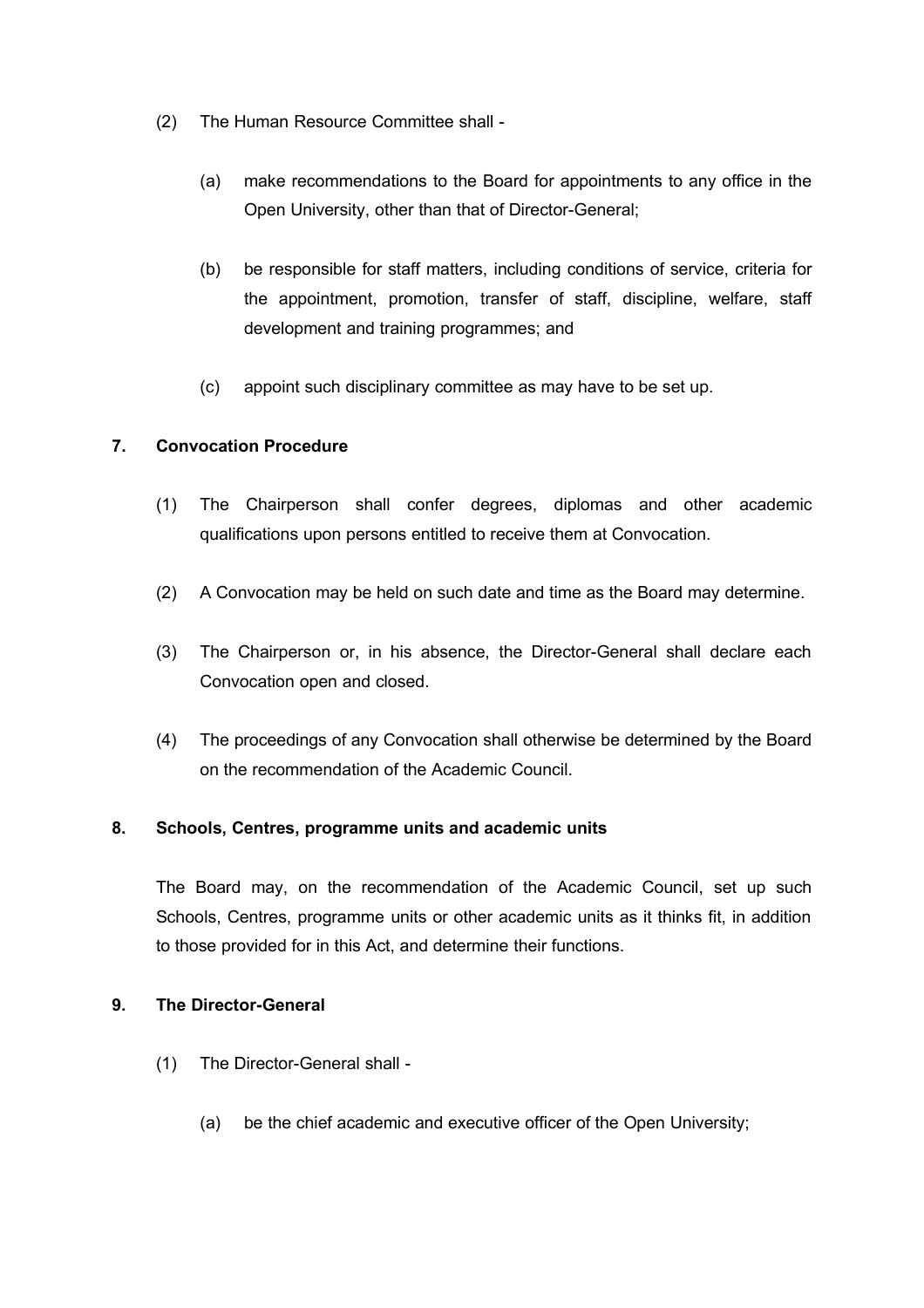(2) The Human Resource Committee shall -

   (a) make recommendations to the Board for appointments to any office in the Open University, other than that of Director-General;

   (b) be responsible for staff matters, including conditions of service, criteria for the appointment, promotion, transfer of staff, discipline, welfare, staff development and training programmes; and

   (c) appoint such disciplinary committee as may have to be set up.

**7. Convocation Procedure**

(1) The Chairperson shall confer degrees, diplomas and other academic qualifications upon persons entitled to receive them at Convocation.

(2) A Convocation may be held on such date and time as the Board may determine.

(3) The Chairperson or, in his absence, the Director-General shall declare each Convocation open and closed.

(4) The proceedings of any Convocation shall otherwise be determined by the Board on the recommendation of the Academic Council.

**8. Schools, Centres, programme units and academic units**

The Board may, on the recommendation of the Academic Council, set up such Schools, Centres, programme units or other academic units as it thinks fit, in addition to those provided for in this Act, and determine their functions.

**9. The Director-General**

(1) The Director-General shall -

   (a) be the chief academic and executive officer of the Open University;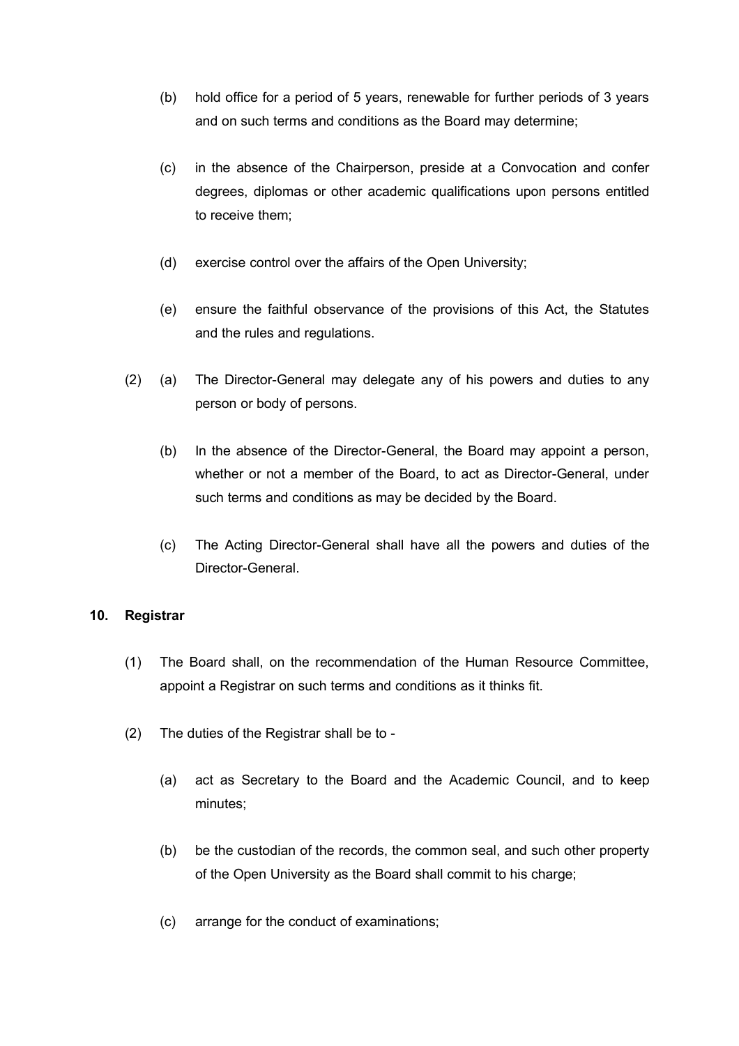(b) hold office for a period of 5 years, renewable for further periods of 3 years and on such terms and conditions as the Board may determine;

(c) in the absence of the Chairperson, preside at a Convocation and confer degrees, diplomas or other academic qualifications upon persons entitled to receive them;

(d) exercise control over the affairs of the Open University;

(e) ensure the faithful observance of the provisions of this Act, the Statutes and the rules and regulations.

(2) (a) The Director-General may delegate any of his powers and duties to any person or body of persons.

(b) In the absence of the Director-General, the Board may appoint a person, whether or not a member of the Board, to act as Director-General, under such terms and conditions as may be decided by the Board.

(c) The Acting Director-General shall have all the powers and duties of the Director-General.

**10. Registrar**

(1) The Board shall, on the recommendation of the Human Resource Committee, appoint a Registrar on such terms and conditions as it thinks fit.

(2) The duties of the Registrar shall be to -

(a) act as Secretary to the Board and the Academic Council, and to keep minutes;

(b) be the custodian of the records, the common seal, and such other property of the Open University as the Board shall commit to his charge;

(c) arrange for the conduct of examinations;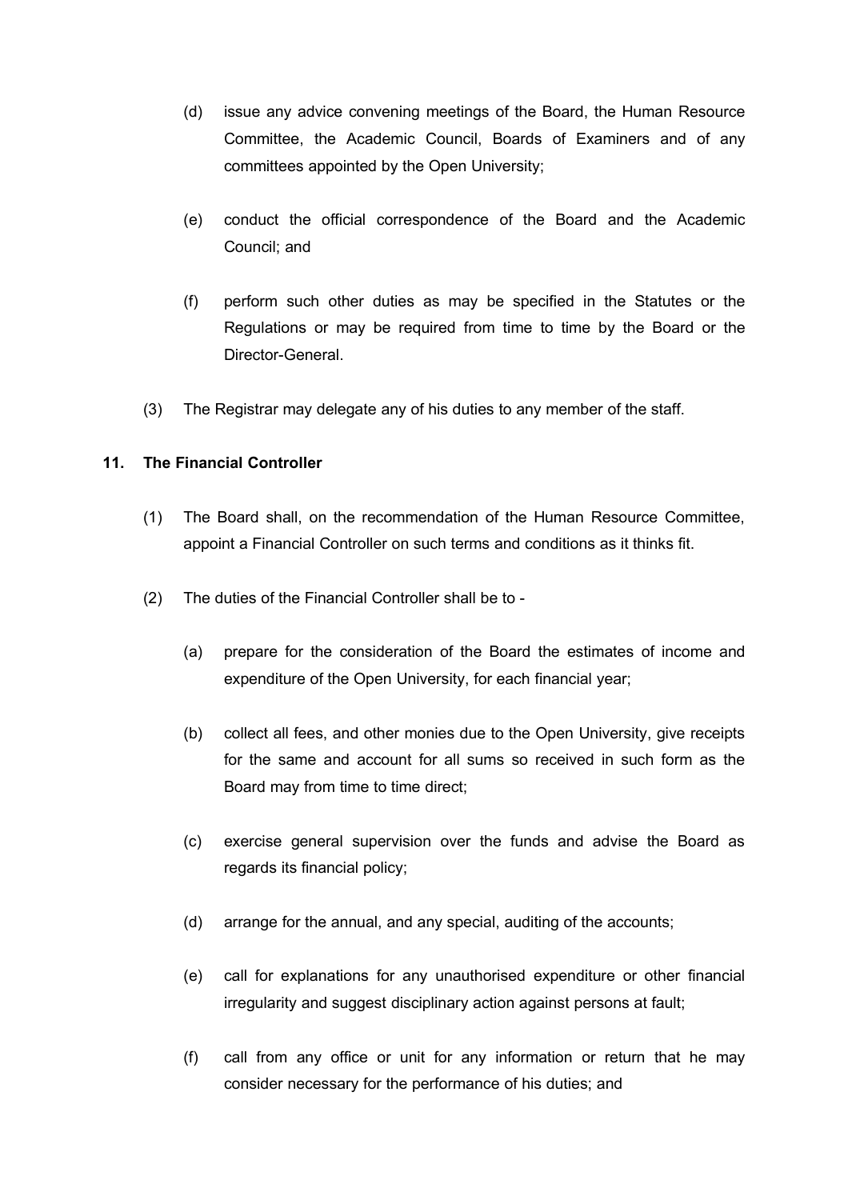(d) issue any advice convening meetings of the Board, the Human Resource Committee, the Academic Council, Boards of Examiners and of any committees appointed by the Open University;

(e) conduct the official correspondence of the Board and the Academic Council; and

(f) perform such other duties as may be specified in the Statutes or the Regulations or may be required from time to time by the Board or the Director-General.

(3) The Registrar may delegate any of his duties to any member of the staff.

**11. The Financial Controller**

(1) The Board shall, on the recommendation of the Human Resource Committee, appoint a Financial Controller on such terms and conditions as it thinks fit.

(2) The duties of the Financial Controller shall be to -

(a) prepare for the consideration of the Board the estimates of income and expenditure of the Open University, for each financial year;

(b) collect all fees, and other monies due to the Open University, give receipts for the same and account for all sums so received in such form as the Board may from time to time direct;

(c) exercise general supervision over the funds and advise the Board as regards its financial policy;

(d) arrange for the annual, and any special, auditing of the accounts;

(e) call for explanations for any unauthorised expenditure or other financial irregularity and suggest disciplinary action against persons at fault;

(f) call from any office or unit for any information or return that he may consider necessary for the performance of his duties; and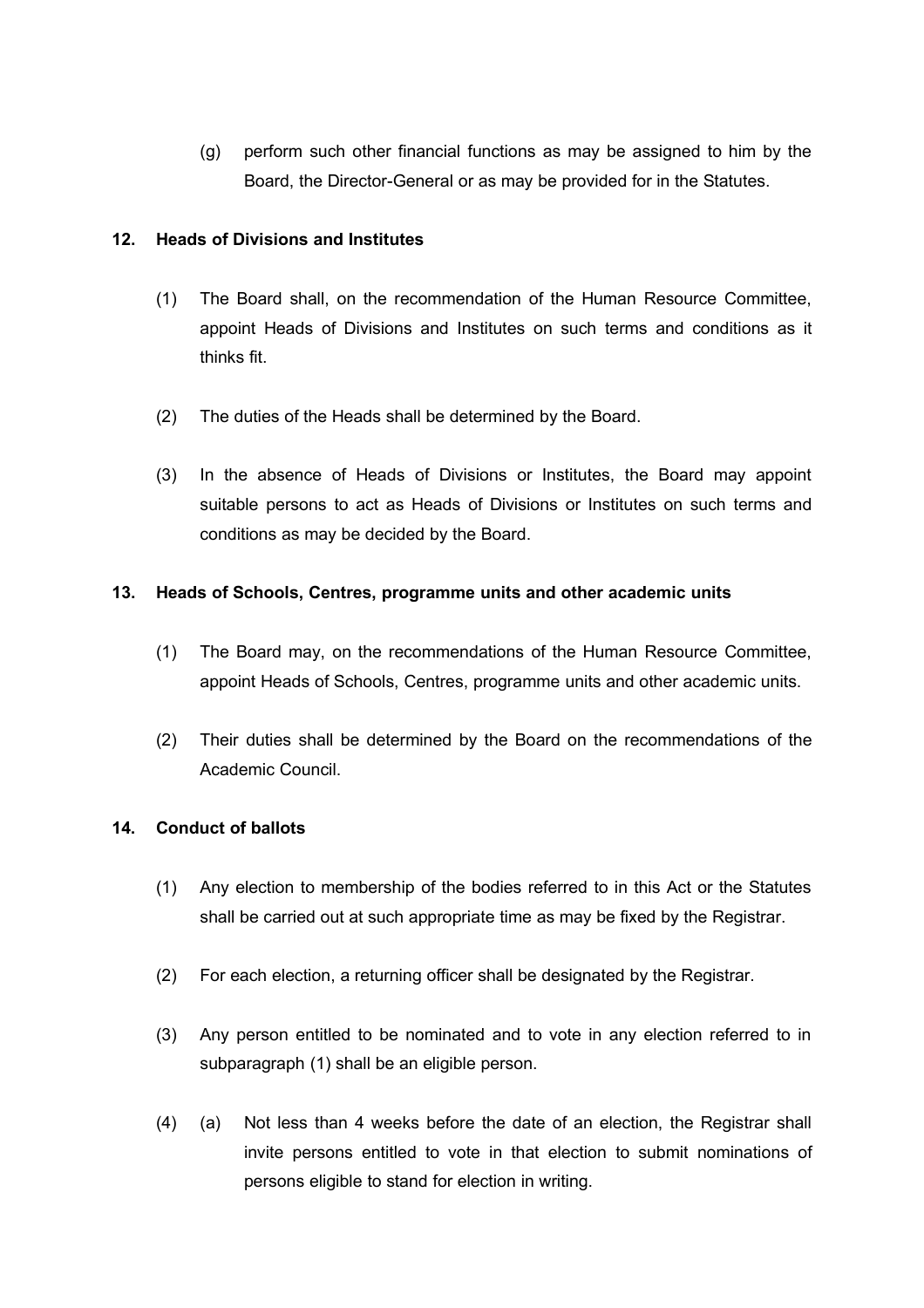(g) perform such other financial functions as may be assigned to him by the Board, the Director-General or as may be provided for in the Statutes.

**12. Heads of Divisions and Institutes**

(1) The Board shall, on the recommendation of the Human Resource Committee, appoint Heads of Divisions and Institutes on such terms and conditions as it thinks fit.

(2) The duties of the Heads shall be determined by the Board.

(3) In the absence of Heads of Divisions or Institutes, the Board may appoint suitable persons to act as Heads of Divisions or Institutes on such terms and conditions as may be decided by the Board.

**13. Heads of Schools, Centres, programme units and other academic units**

(1) The Board may, on the recommendations of the Human Resource Committee, appoint Heads of Schools, Centres, programme units and other academic units.

(2) Their duties shall be determined by the Board on the recommendations of the Academic Council.

**14. Conduct of ballots**

(1) Any election to membership of the bodies referred to in this Act or the Statutes shall be carried out at such appropriate time as may be fixed by the Registrar.

(2) For each election, a returning officer shall be designated by the Registrar.

(3) Any person entitled to be nominated and to vote in any election referred to in subparagraph (1) shall be an eligible person.

(4) (a) Not less than 4 weeks before the date of an election, the Registrar shall invite persons entitled to vote in that election to submit nominations of persons eligible to stand for election in writing.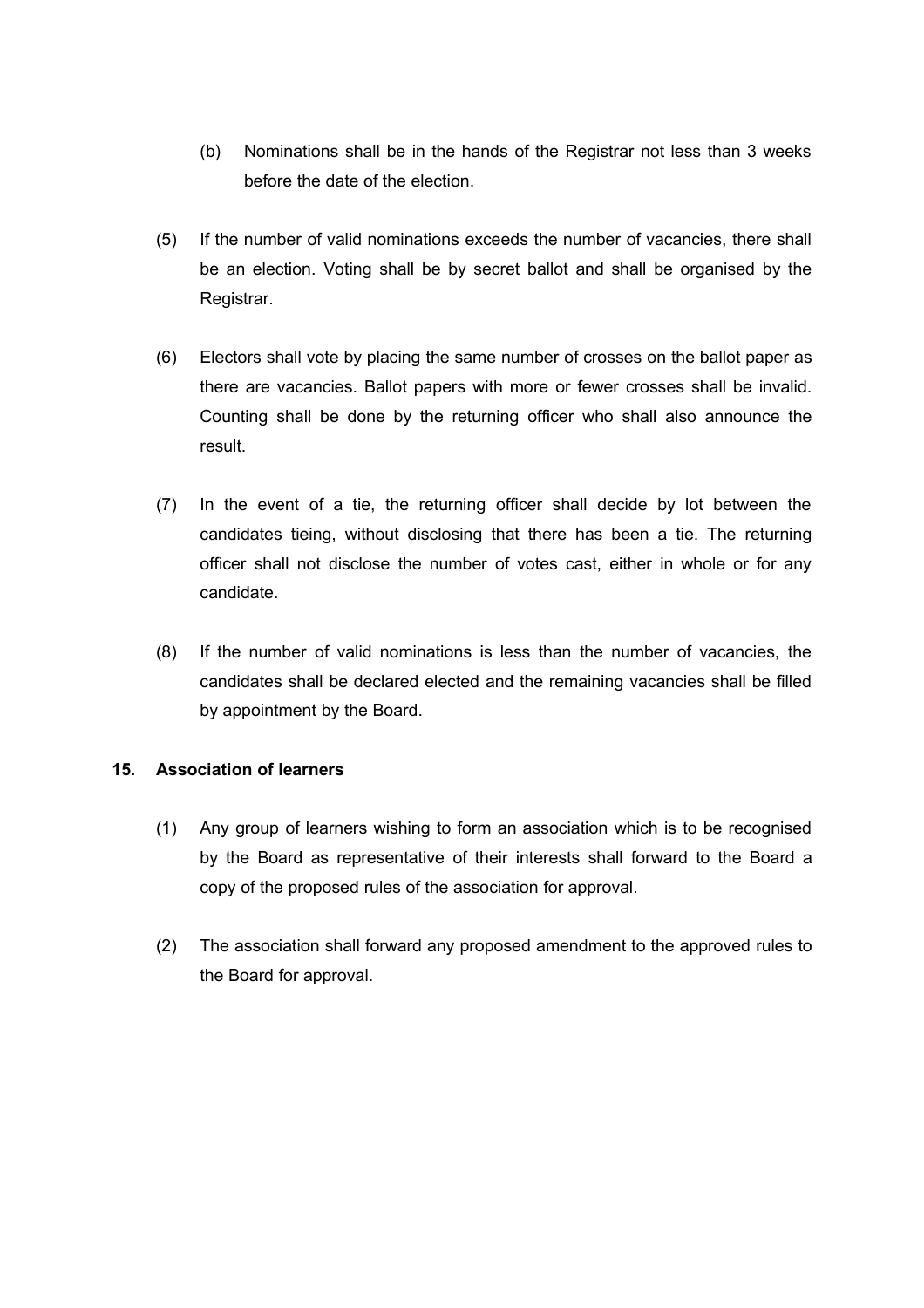(b) Nominations shall be in the hands of the Registrar not less than 3 weeks before the date of the election.

(5) If the number of valid nominations exceeds the number of vacancies, there shall be an election. Voting shall be by secret ballot and shall be organised by the Registrar.

(6) Electors shall vote by placing the same number of crosses on the ballot paper as there are vacancies. Ballot papers with more or fewer crosses shall be invalid. Counting shall be done by the returning officer who shall also announce the result.

(7) In the event of a tie, the returning officer shall decide by lot between the candidates tieing, without disclosing that there has been a tie. The returning officer shall not disclose the number of votes cast, either in whole or for any candidate.

(8) If the number of valid nominations is less than the number of vacancies, the candidates shall be declared elected and the remaining vacancies shall be filled by appointment by the Board.

## 15. Association of learners

(1) Any group of learners wishing to form an association which is to be recognised by the Board as representative of their interests shall forward to the Board a copy of the proposed rules of the association for approval.

(2) The association shall forward any proposed amendment to the approved rules to the Board for approval.